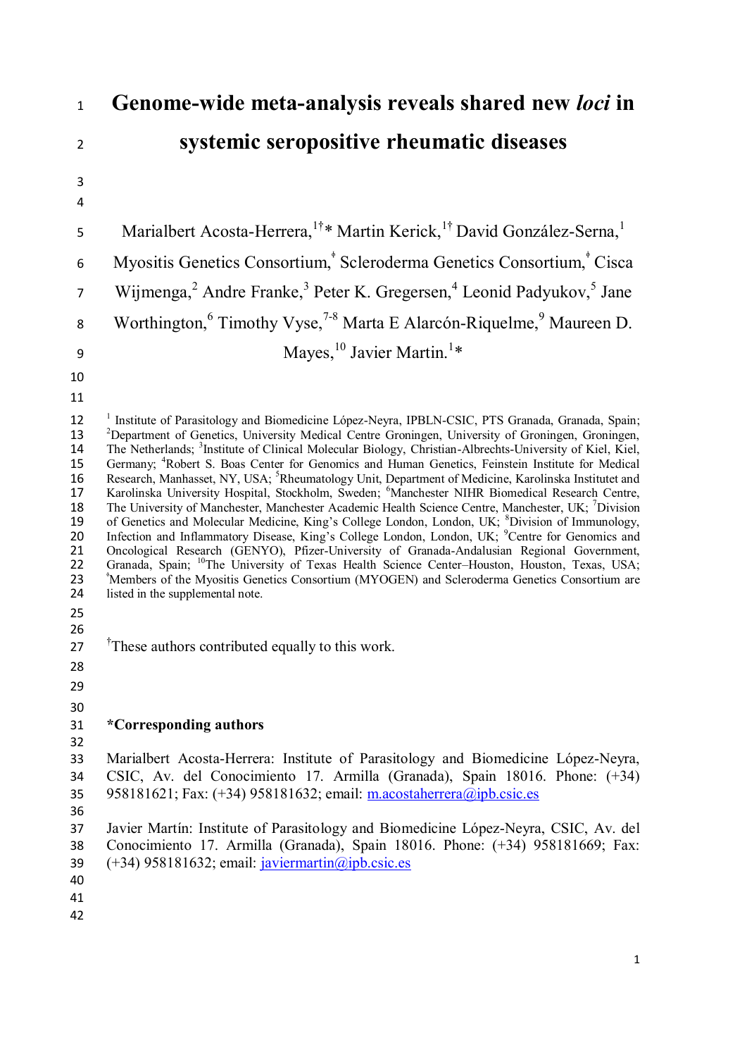# Genome-wide meta-analysis reveals shared new *loci* in systemic seropositive rheumatic diseases

Marialbert Acosta-Herrera,[1†]* Martin Kerick,[1†] David González-Serna,[1] Myositis Genetics Consortium,[ᶲ] Scleroderma Genetics Consortium,[ᶲ] Cisca Wijmenga,[2] Andre Franke,[3] Peter K. Gregersen,[4] Leonid Padyukov,[5] Jane Worthington,[6] Timothy Vyse,[7-8] Marta E Alarcón-Riquelme,[9] Maureen D. Mayes,[10] Javier Martin.[1]*

[1] Institute of Parasitology and Biomedicine López-Neyra, IPBLN-CSIC, PTS Granada, Granada, Spain; [2]Department of Genetics, University Medical Centre Groningen, University of Groningen, Groningen, The Netherlands; [3]Institute of Clinical Molecular Biology, Christian-Albrechts-University of Kiel, Kiel, Germany; [4]Robert S. Boas Center for Genomics and Human Genetics, Feinstein Institute for Medical Research, Manhasset, NY, USA; [5]Rheumatology Unit, Department of Medicine, Karolinska Institutet and Karolinska University Hospital, Stockholm, Sweden; [6]Manchester NIHR Biomedical Research Centre, The University of Manchester, Manchester Academic Health Science Centre, Manchester, UK; [7]Division of Genetics and Molecular Medicine, King's College London, London, UK; [8]Division of Immunology, Infection and Inflammatory Disease, King's College London, London, UK; [9]Centre for Genomics and Oncological Research (GENYO), Pfizer-University of Granada-Andalusian Regional Government, Granada, Spain; [10]The University of Texas Health Science Center–Houston, Houston, Texas, USA; [ᶲ]Members of the Myositis Genetics Consortium (MYOGEN) and Scleroderma Genetics Consortium are listed in the supplemental note.

[†]These authors contributed equally to this work.

**\*Corresponding authors**

Marialbert Acosta-Herrera: Institute of Parasitology and Biomedicine López-Neyra, CSIC, Av. del Conocimiento 17. Armilla (Granada), Spain 18016. Phone: (+34) 958181621; Fax: (+34) 958181632; email: m.acostaherrera@ipb.csic.es

Javier Martín: Institute of Parasitology and Biomedicine López-Neyra, CSIC, Av. del Conocimiento 17. Armilla (Granada), Spain 18016. Phone: (+34) 958181669; Fax: (+34) 958181632; email: javiermartin@ipb.csic.es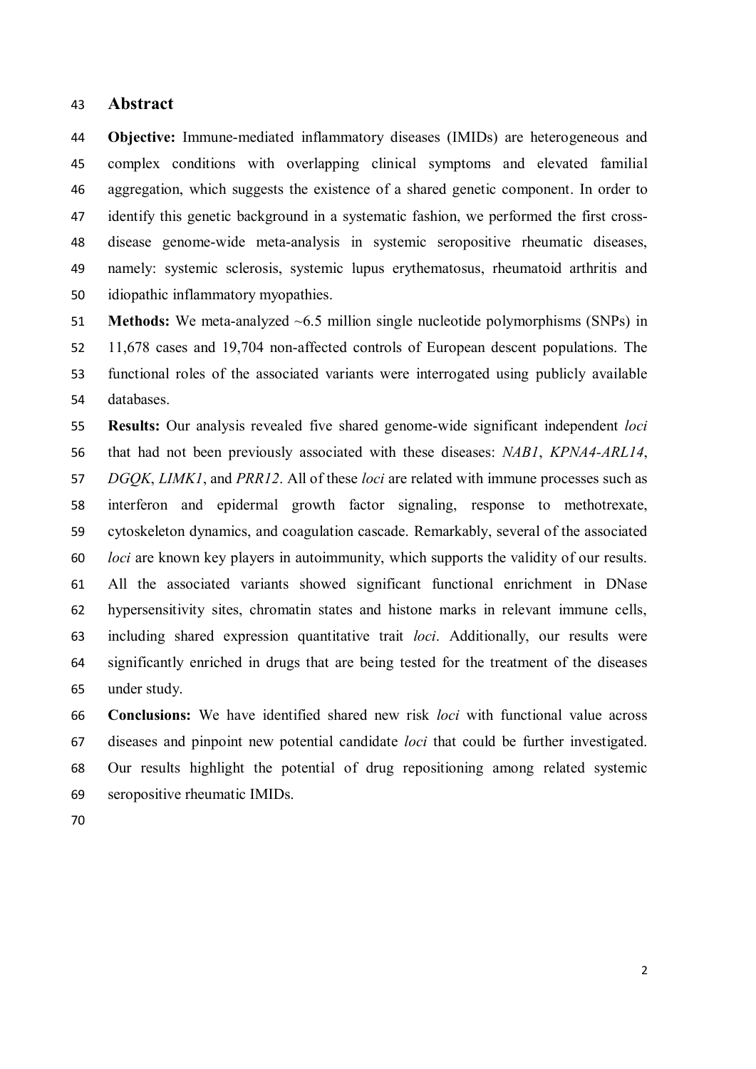## Abstract

**Objective:** Immune-mediated inflammatory diseases (IMIDs) are heterogeneous and complex conditions with overlapping clinical symptoms and elevated familial aggregation, which suggests the existence of a shared genetic component. In order to identify this genetic background in a systematic fashion, we performed the first cross-disease genome-wide meta-analysis in systemic seropositive rheumatic diseases, namely: systemic sclerosis, systemic lupus erythematosus, rheumatoid arthritis and idiopathic inflammatory myopathies.

**Methods:** We meta-analyzed ~6.5 million single nucleotide polymorphisms (SNPs) in 11,678 cases and 19,704 non-affected controls of European descent populations. The functional roles of the associated variants were interrogated using publicly available databases.

**Results:** Our analysis revealed five shared genome-wide significant independent *loci* that had not been previously associated with these diseases: *NAB1*, *KPNA4-ARL14*, *DGQK*, *LIMK1*, and *PRR12*. All of these *loci* are related with immune processes such as interferon and epidermal growth factor signaling, response to methotrexate, cytoskeleton dynamics, and coagulation cascade. Remarkably, several of the associated *loci* are known key players in autoimmunity, which supports the validity of our results. All the associated variants showed significant functional enrichment in DNase hypersensitivity sites, chromatin states and histone marks in relevant immune cells, including shared expression quantitative trait *loci*. Additionally, our results were significantly enriched in drugs that are being tested for the treatment of the diseases under study.

**Conclusions:** We have identified shared new risk *loci* with functional value across diseases and pinpoint new potential candidate *loci* that could be further investigated. Our results highlight the potential of drug repositioning among related systemic seropositive rheumatic IMIDs.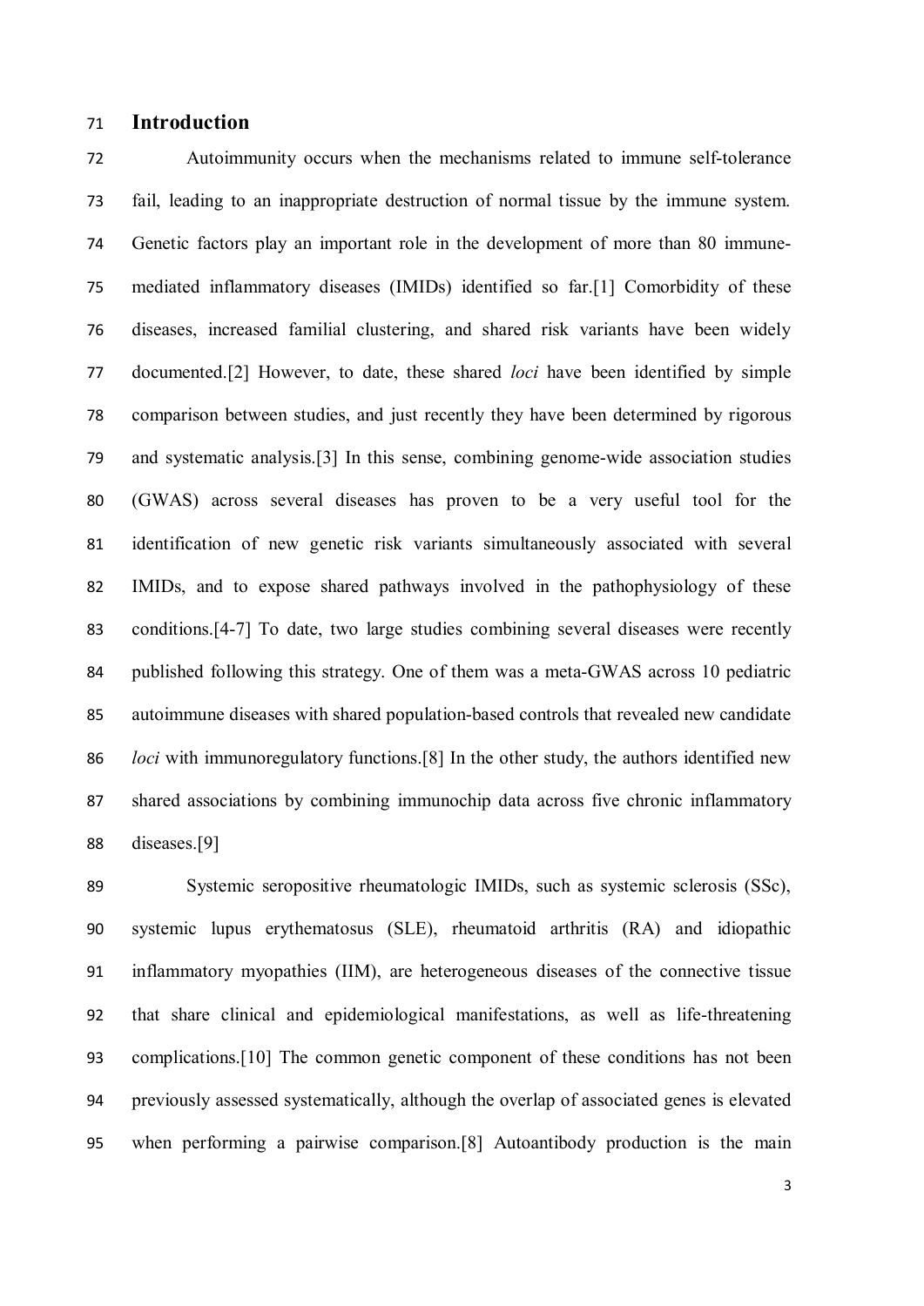# Introduction

Autoimmunity occurs when the mechanisms related to immune self-tolerance fail, leading to an inappropriate destruction of normal tissue by the immune system. Genetic factors play an important role in the development of more than 80 immune-mediated inflammatory diseases (IMIDs) identified so far.[1] Comorbidity of these diseases, increased familial clustering, and shared risk variants have been widely documented.[2] However, to date, these shared *loci* have been identified by simple comparison between studies, and just recently they have been determined by rigorous and systematic analysis.[3] In this sense, combining genome-wide association studies (GWAS) across several diseases has proven to be a very useful tool for the identification of new genetic risk variants simultaneously associated with several IMIDs, and to expose shared pathways involved in the pathophysiology of these conditions.[4-7] To date, two large studies combining several diseases were recently published following this strategy. One of them was a meta-GWAS across 10 pediatric autoimmune diseases with shared population-based controls that revealed new candidate *loci* with immunoregulatory functions.[8] In the other study, the authors identified new shared associations by combining immunochip data across five chronic inflammatory diseases.[9]

Systemic seropositive rheumatologic IMIDs, such as systemic sclerosis (SSc), systemic lupus erythematosus (SLE), rheumatoid arthritis (RA) and idiopathic inflammatory myopathies (IIM), are heterogeneous diseases of the connective tissue that share clinical and epidemiological manifestations, as well as life-threatening complications.[10] The common genetic component of these conditions has not been previously assessed systematically, although the overlap of associated genes is elevated when performing a pairwise comparison.[8] Autoantibody production is the main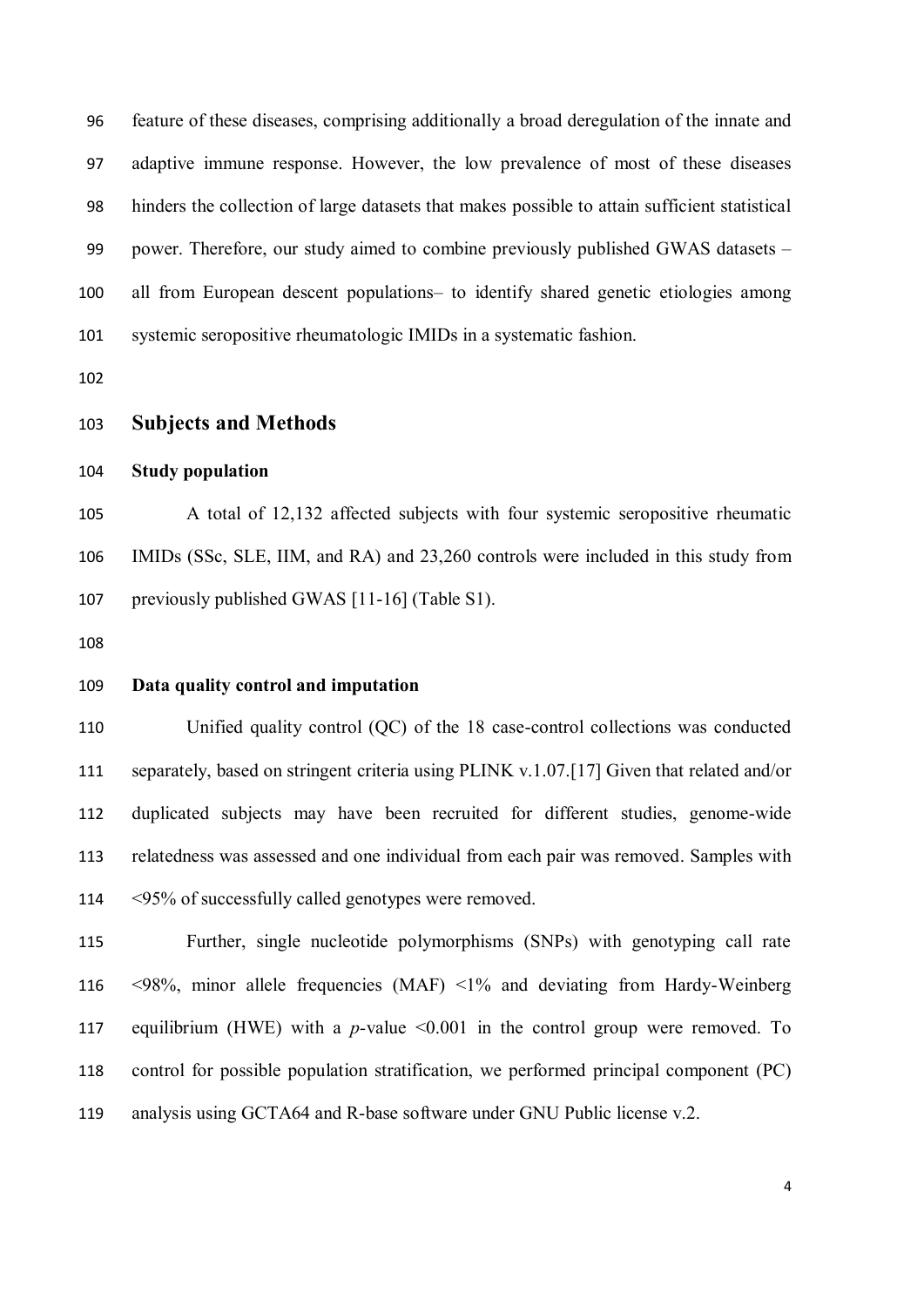feature of these diseases, comprising additionally a broad deregulation of the innate and adaptive immune response. However, the low prevalence of most of these diseases hinders the collection of large datasets that makes possible to attain sufficient statistical power. Therefore, our study aimed to combine previously published GWAS datasets – all from European descent populations– to identify shared genetic etiologies among systemic seropositive rheumatologic IMIDs in a systematic fashion.

## Subjects and Methods

### Study population

A total of 12,132 affected subjects with four systemic seropositive rheumatic IMIDs (SSc, SLE, IIM, and RA) and 23,260 controls were included in this study from previously published GWAS [11-16] (Table S1).

### Data quality control and imputation

Unified quality control (QC) of the 18 case-control collections was conducted separately, based on stringent criteria using PLINK v.1.07.[17] Given that related and/or duplicated subjects may have been recruited for different studies, genome-wide relatedness was assessed and one individual from each pair was removed. Samples with <95% of successfully called genotypes were removed.

Further, single nucleotide polymorphisms (SNPs) with genotyping call rate <98%, minor allele frequencies (MAF) <1% and deviating from Hardy-Weinberg equilibrium (HWE) with a $p$-value <0.001 in the control group were removed. To control for possible population stratification, we performed principal component (PC) analysis using GCTA64 and R-base software under GNU Public license v.2.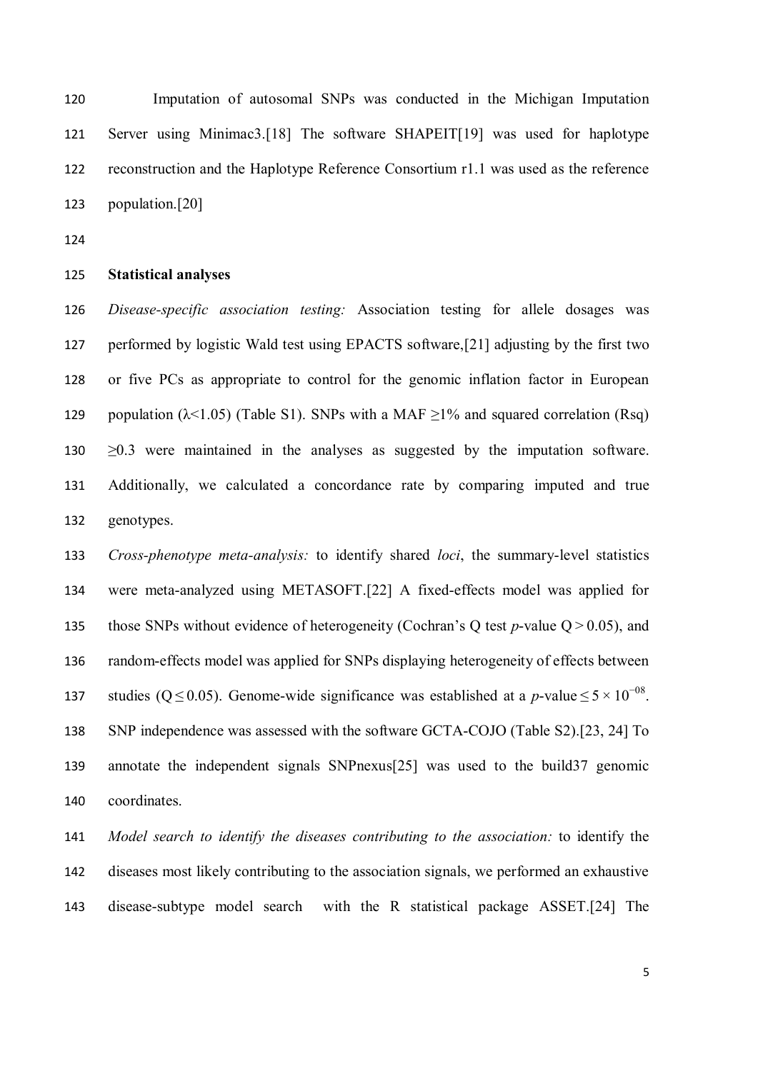Imputation of autosomal SNPs was conducted in the Michigan Imputation Server using Minimac3.[18] The software SHAPEIT[19] was used for haplotype reconstruction and the Haplotype Reference Consortium r1.1 was used as the reference population.[20]

**Statistical analyses**

*Disease-specific association testing:* Association testing for allele dosages was performed by logistic Wald test using EPACTS software,[21] adjusting by the first two or five PCs as appropriate to control for the genomic inflation factor in European population ($\lambda$<1.05) (Table S1). SNPs with a MAF $\geq$1% and squared correlation (Rsq) $\geq$0.3 were maintained in the analyses as suggested by the imputation software. Additionally, we calculated a concordance rate by comparing imputed and true genotypes.

*Cross-phenotype meta-analysis:* to identify shared *loci*, the summary-level statistics were meta-analyzed using METASOFT.[22] A fixed-effects model was applied for those SNPs without evidence of heterogeneity (Cochran's Q test *p*-value $Q > 0.05$), and random-effects model was applied for SNPs displaying heterogeneity of effects between studies ($Q \leq 0.05$). Genome-wide significance was established at a *p*-value $\leq 5 \times 10^{-08}$. SNP independence was assessed with the software GCTA-COJO (Table S2).[23, 24] To annotate the independent signals SNPnexus[25] was used to the build37 genomic coordinates.

*Model search to identify the diseases contributing to the association:* to identify the diseases most likely contributing to the association signals, we performed an exhaustive disease-subtype model search with the R statistical package ASSET.[24] The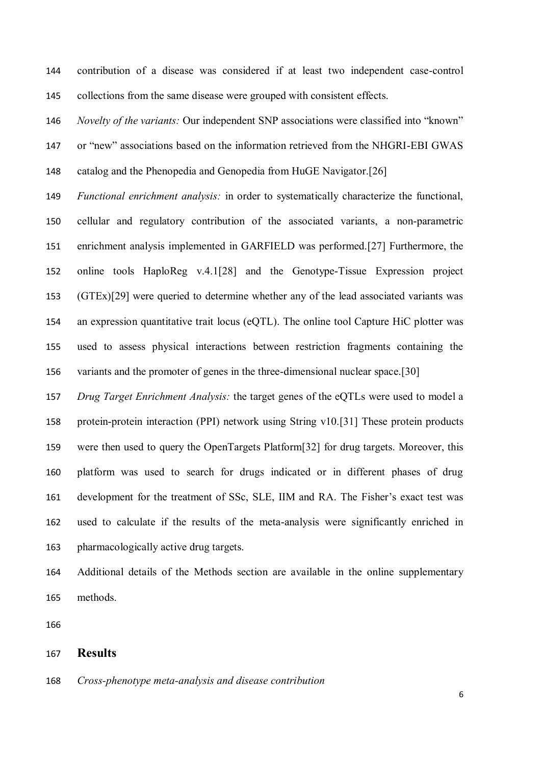contribution of a disease was considered if at least two independent case-control collections from the same disease were grouped with consistent effects.

*Novelty of the variants:* Our independent SNP associations were classified into "known" or "new" associations based on the information retrieved from the NHGRI-EBI GWAS catalog and the Phenopedia and Genopedia from HuGE Navigator.[26]

*Functional enrichment analysis:* in order to systematically characterize the functional, cellular and regulatory contribution of the associated variants, a non-parametric enrichment analysis implemented in GARFIELD was performed.[27] Furthermore, the online tools HaploReg v.4.1[28] and the Genotype-Tissue Expression project (GTEx)[29] were queried to determine whether any of the lead associated variants was an expression quantitative trait locus (eQTL). The online tool Capture HiC plotter was used to assess physical interactions between restriction fragments containing the variants and the promoter of genes in the three-dimensional nuclear space.[30]

*Drug Target Enrichment Analysis:* the target genes of the eQTLs were used to model a protein-protein interaction (PPI) network using String v10.[31] These protein products were then used to query the OpenTargets Platform[32] for drug targets. Moreover, this platform was used to search for drugs indicated or in different phases of drug development for the treatment of SSc, SLE, IIM and RA. The Fisher's exact test was used to calculate if the results of the meta-analysis were significantly enriched in pharmacologically active drug targets.

Additional details of the Methods section are available in the online supplementary methods.

## Results

*Cross-phenotype meta-analysis and disease contribution*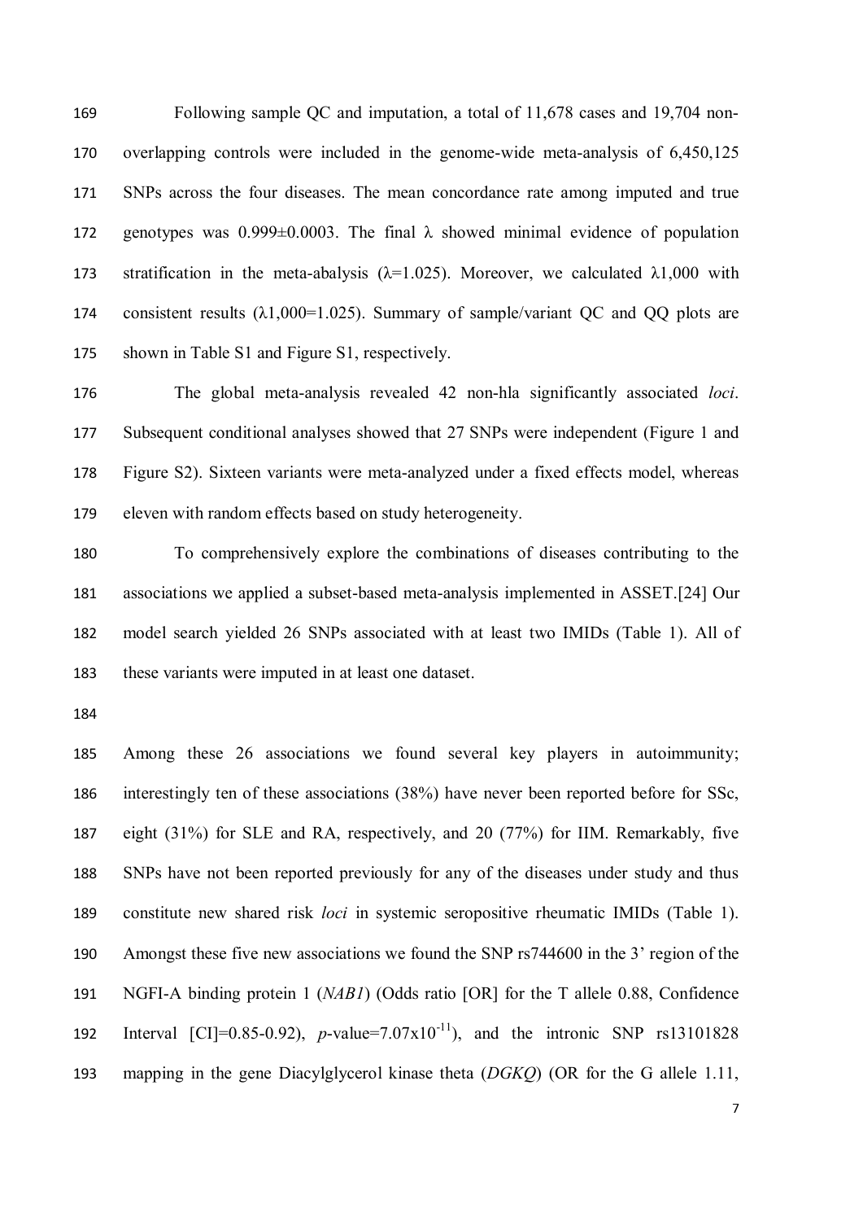Following sample QC and imputation, a total of 11,678 cases and 19,704 non-overlapping controls were included in the genome-wide meta-analysis of 6,450,125 SNPs across the four diseases. The mean concordance rate among imputed and true genotypes was 0.999±0.0003. The final λ showed minimal evidence of population stratification in the meta-abalysis (λ=1.025). Moreover, we calculated $\lambda_{1,000}$ with consistent results ($\lambda_{1,000}$=1.025). Summary of sample/variant QC and QQ plots are shown in Table S1 and Figure S1, respectively.

The global meta-analysis revealed 42 non-hla significantly associated *loci*. Subsequent conditional analyses showed that 27 SNPs were independent (Figure 1 and Figure S2). Sixteen variants were meta-analyzed under a fixed effects model, whereas eleven with random effects based on study heterogeneity.

To comprehensively explore the combinations of diseases contributing to the associations we applied a subset-based meta-analysis implemented in ASSET.[24] Our model search yielded 26 SNPs associated with at least two IMIDs (Table 1). All of these variants were imputed in at least one dataset.

Among these 26 associations we found several key players in autoimmunity; interestingly ten of these associations (38%) have never been reported before for SSc, eight (31%) for SLE and RA, respectively, and 20 (77%) for IIM. Remarkably, five SNPs have not been reported previously for any of the diseases under study and thus constitute new shared risk *loci* in systemic seropositive rheumatic IMIDs (Table 1). Amongst these five new associations we found the SNP rs744600 in the 3' region of the NGFI-A binding protein 1 (*NAB1*) (Odds ratio [OR] for the T allele 0.88, Confidence Interval [CI]=0.85-0.92), *p*-value=$7.07\times10^{-11}$), and the intronic SNP rs13101828 mapping in the gene Diacylglycerol kinase theta (*DGKQ*) (OR for the G allele 1.11,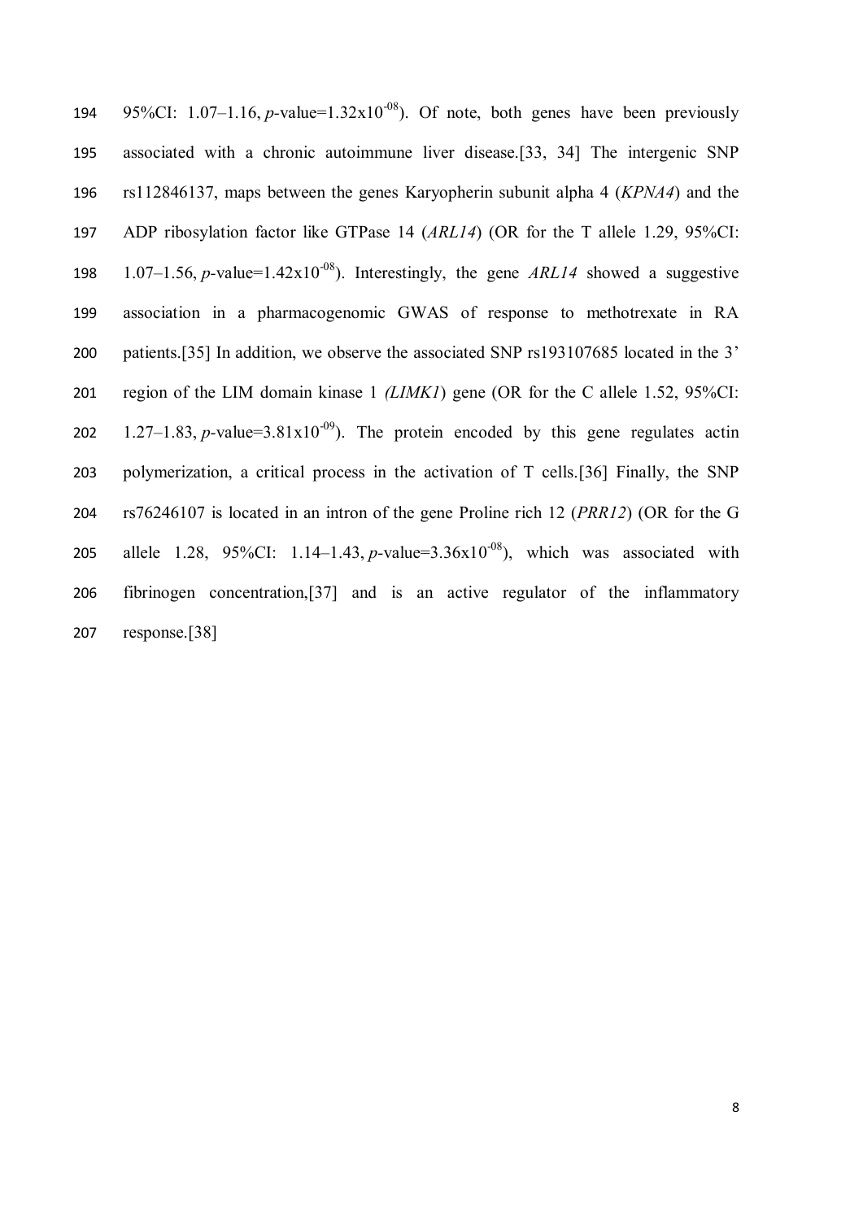95%CI: 1.07–1.16, *p*-value=$1.32 \times 10^{-08}$). Of note, both genes have been previously associated with a chronic autoimmune liver disease.[33, 34] The intergenic SNP rs112846137, maps between the genes Karyopherin subunit alpha 4 (*KPNA4*) and the ADP ribosylation factor like GTPase 14 (*ARL14*) (OR for the T allele 1.29, 95%CI: 1.07–1.56, *p*-value=$1.42 \times 10^{-08}$). Interestingly, the gene *ARL14* showed a suggestive association in a pharmacogenomic GWAS of response to methotrexate in RA patients.[35] In addition, we observe the associated SNP rs193107685 located in the 3' region of the LIM domain kinase 1 *(LIMK1*) gene (OR for the C allele 1.52, 95%CI: 1.27–1.83, *p*-value=$3.81 \times 10^{-09}$). The protein encoded by this gene regulates actin polymerization, a critical process in the activation of T cells.[36] Finally, the SNP rs76246107 is located in an intron of the gene Proline rich 12 (*PRR12*) (OR for the G allele 1.28, 95%CI: 1.14–1.43, *p*-value=$3.36 \times 10^{-08}$), which was associated with fibrinogen concentration,[37] and is an active regulator of the inflammatory response.[38]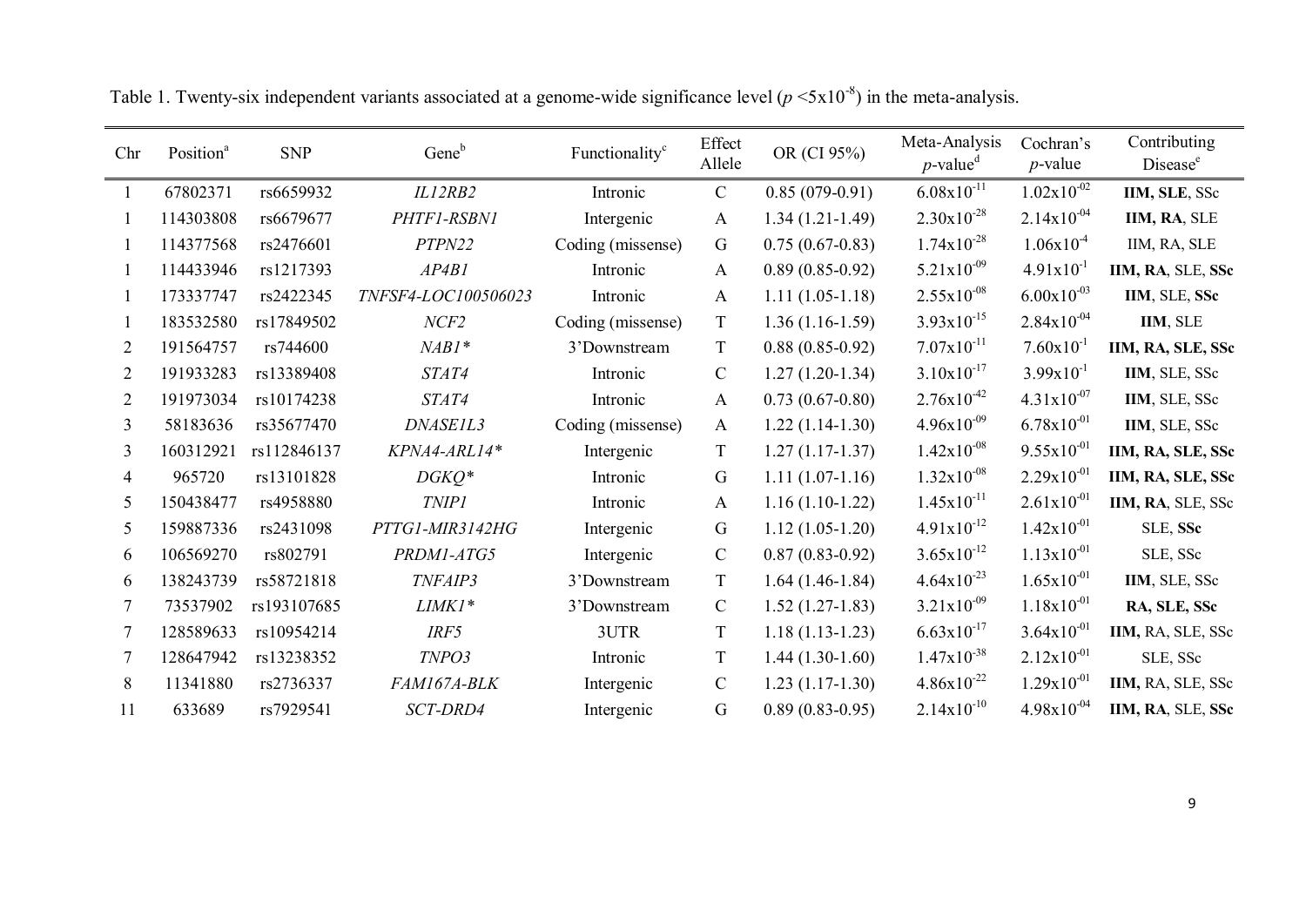Table 1. Twenty-six independent variants associated at a genome-wide significance level ($p$ <5x10$^{-8}$) in the meta-analysis.

| Chr | Position[a] | SNP | Gene[b] | Functionality[c] | Effect Allele | OR (CI 95%) | Meta-Analysis $p$-value[d] | Cochran's $p$-value | Contributing Disease[e] |
|---|---|---|---|---|---|---|---|---|---|
| 1 | 67802371 | rs6659932 | *IL12RB2* | Intronic | C | 0.85 (079-0.91) | 6.08x10$^{-11}$ | 1.02x10$^{-02}$ | **IIM, SLE**, SSc |
| 1 | 114303808 | rs6679677 | *PHTF1-RSBN1* | Intergenic | A | 1.34 (1.21-1.49) | 2.30x10$^{-28}$ | 2.14x10$^{-04}$ | **IIM, RA**, SLE |
| 1 | 114377568 | rs2476601 | *PTPN22* | Coding (missense) | G | 0.75 (0.67-0.83) | 1.74x10$^{-28}$ | 1.06x10$^{-4}$ | IIM, RA, SLE |
| 1 | 114433946 | rs1217393 | *AP4B1* | Intronic | A | 0.89 (0.85-0.92) | 5.21x10$^{-09}$ | 4.91x10$^{-1}$ | **IIM, RA**, SLE, **SSc** |
| 1 | 173337747 | rs2422345 | *TNFSF4-LOC100506023* | Intronic | A | 1.11 (1.05-1.18) | 2.55x10$^{-08}$ | 6.00x10$^{-03}$ | **IIM**, SLE, **SSc** |
| 1 | 183532580 | rs17849502 | *NCF2* | Coding (missense) | T | 1.36 (1.16-1.59) | 3.93x10$^{-15}$ | 2.84x10$^{-04}$ | **IIM**, SLE |
| 2 | 191564757 | rs744600 | *NAB1\** | 3'Downstream | T | 0.88 (0.85-0.92) | 7.07x10$^{-11}$ | 7.60x10$^{-1}$ | **IIM, RA, SLE, SSc** |
| 2 | 191933283 | rs13389408 | *STAT4* | Intronic | C | 1.27 (1.20-1.34) | 3.10x10$^{-17}$ | 3.99x10$^{-1}$ | **IIM**, SLE, SSc |
| 2 | 191973034 | rs10174238 | *STAT4* | Intronic | A | 0.73 (0.67-0.80) | 2.76x10$^{-42}$ | 4.31x10$^{-07}$ | **IIM**, SLE, SSc |
| 3 | 58183636 | rs35677470 | *DNASE1L3* | Coding (missense) | A | 1.22 (1.14-1.30) | 4.96x10$^{-09}$ | 6.78x10$^{-01}$ | **IIM**, SLE, SSc |
| 3 | 160312921 | rs112846137 | *KPNA4-ARL14\** | Intergenic | T | 1.27 (1.17-1.37) | 1.42x10$^{-08}$ | 9.55x10$^{-01}$ | **IIM, RA, SLE, SSc** |
| 4 | 965720 | rs13101828 | *DGKQ\** | Intronic | G | 1.11 (1.07-1.16) | 1.32x10$^{-08}$ | 2.29x10$^{-01}$ | **IIM, RA, SLE, SSc** |
| 5 | 150438477 | rs4958880 | *TNIP1* | Intronic | A | 1.16 (1.10-1.22) | 1.45x10$^{-11}$ | 2.61x10$^{-01}$ | **IIM, RA**, SLE, SSc |
| 5 | 159887336 | rs2431098 | *PTTG1-MIR3142HG* | Intergenic | G | 1.12 (1.05-1.20) | 4.91x10$^{-12}$ | 1.42x10$^{-01}$ | SLE, **SSc** |
| 6 | 106569270 | rs802791 | *PRDM1-ATG5* | Intergenic | C | 0.87 (0.83-0.92) | 3.65x10$^{-12}$ | 1.13x10$^{-01}$ | SLE, SSc |
| 6 | 138243739 | rs58721818 | *TNFAIP3* | 3'Downstream | T | 1.64 (1.46-1.84) | 4.64x10$^{-23}$ | 1.65x10$^{-01}$ | **IIM**, SLE, SSc |
| 7 | 73537902 | rs193107685 | *LIMK1\** | 3'Downstream | C | 1.52 (1.27-1.83) | 3.21x10$^{-09}$ | 1.18x10$^{-01}$ | **RA, SLE, SSc** |
| 7 | 128589633 | rs10954214 | *IRF5* | 3UTR | T | 1.18 (1.13-1.23) | 6.63x10$^{-17}$ | 3.64x10$^{-01}$ | **IIM,** RA, SLE, SSc |
| 7 | 128647942 | rs13238352 | *TNPO3* | Intronic | T | 1.44 (1.30-1.60) | 1.47x10$^{-38}$ | 2.12x10$^{-01}$ | SLE, SSc |
| 8 | 11341880 | rs2736337 | *FAM167A-BLK* | Intergenic | C | 1.23 (1.17-1.30) | 4.86x10$^{-22}$ | 1.29x10$^{-01}$ | **IIM,** RA, SLE, SSc |
| 11 | 633689 | rs7929541 | *SCT-DRD4* | Intergenic | G | 0.89 (0.83-0.95) | 2.14x10$^{-10}$ | 4.98x10$^{-04}$ | **IIM, RA**, SLE, **SSc** |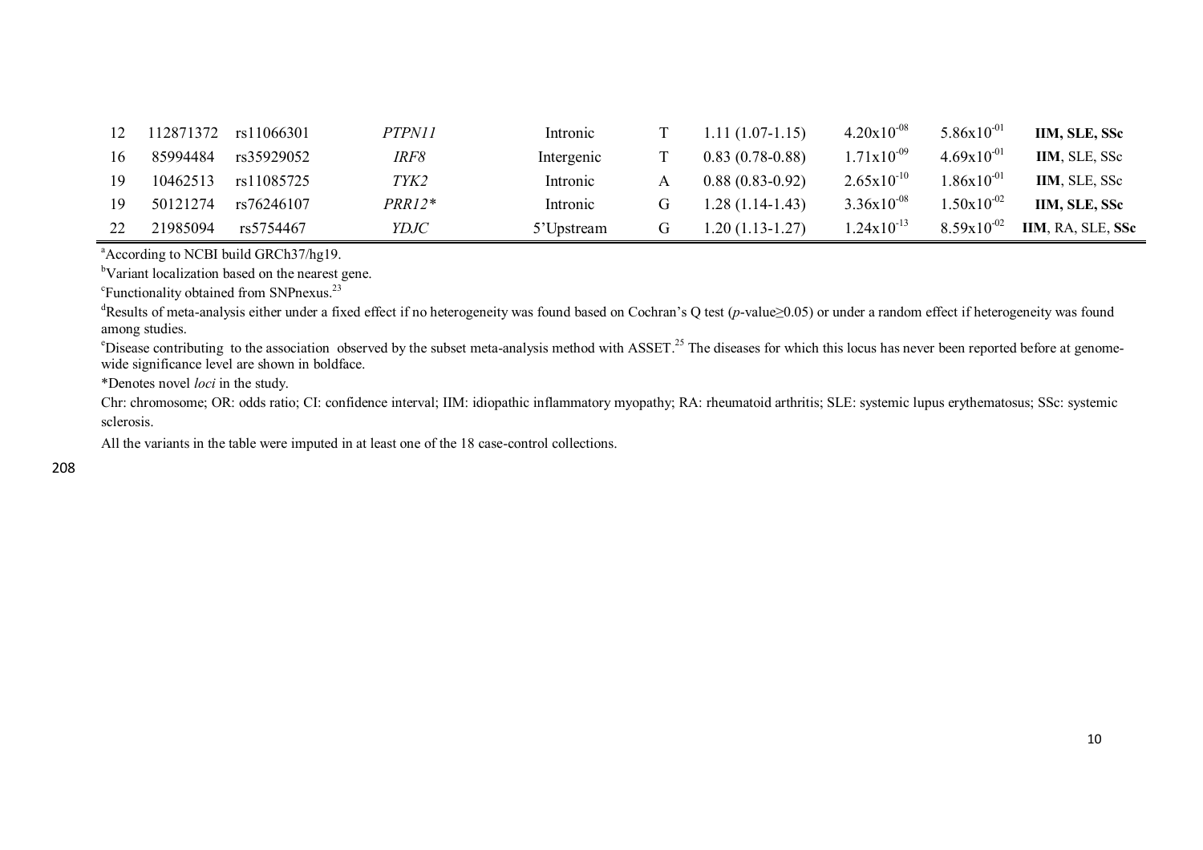| | | | | | | | | | |
|---|---|---|---|---|---|---|---|---|---|
| 12 | 112871372 | rs11066301 | *PTPN11* | Intronic | T | 1.11 (1.07-1.15) | $4.20x10^{-08}$ | $5.86x10^{-01}$ | **IIM, SLE, SSc** |
| 16 | 85994484 | rs35929052 | *IRF8* | Intergenic | T | 0.83 (0.78-0.88) | $1.71x10^{-09}$ | $4.69x10^{-01}$ | **IIM**, SLE, SSc |
| 19 | 10462513 | rs11085725 | *TYK2* | Intronic | A | 0.88 (0.83-0.92) | $2.65x10^{-10}$ | $1.86x10^{-01}$ | **IIM**, SLE, SSc |
| 19 | 50121274 | rs76246107 | *PRR12** | Intronic | G | 1.28 (1.14-1.43) | $3.36x10^{-08}$ | $1.50x10^{-02}$ | **IIM, SLE, SSc** |
| 22 | 21985094 | rs5754467 | *YDJC* | 5'Upstream | G | 1.20 (1.13-1.27) | $1.24x10^{-13}$ | $8.59x10^{-02}$ | **IIM**, RA, SLE, **SSc** |

[a]According to NCBI build GRCh37/hg19.

[b]Variant localization based on the nearest gene.

[c]Functionality obtained from SNPnexus.[23]

[d]Results of meta-analysis either under a fixed effect if no heterogeneity was found based on Cochran's Q test (*p*-value≥0.05) or under a random effect if heterogeneity was found among studies.

[e]Disease contributing to the association observed by the subset meta-analysis method with ASSET.[25] The diseases for which this locus has never been reported before at genome-wide significance level are shown in boldface.

*Denotes novel *loci* in the study.

Chr: chromosome; OR: odds ratio; CI: confidence interval; IIM: idiopathic inflammatory myopathy; RA: rheumatoid arthritis; SLE: systemic lupus erythematosus; SSc: systemic sclerosis.

All the variants in the table were imputed in at least one of the 18 case-control collections.

208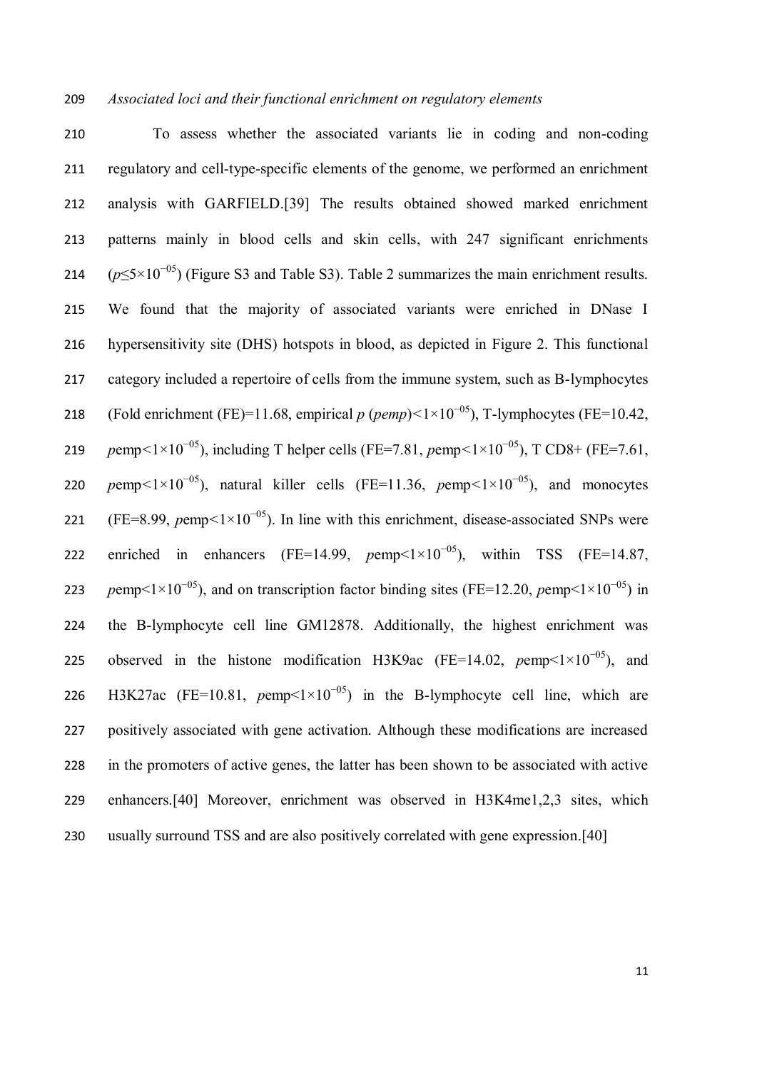*Associated loci and their functional enrichment on regulatory elements*

To assess whether the associated variants lie in coding and non-coding regulatory and cell-type-specific elements of the genome, we performed an enrichment analysis with GARFIELD.[39] The results obtained showed marked enrichment patterns mainly in blood cells and skin cells, with 247 significant enrichments ($p \leq 5\times10^{-05}$) (Figure S3 and Table S3). Table 2 summarizes the main enrichment results. We found that the majority of associated variants were enriched in DNase I hypersensitivity site (DHS) hotspots in blood, as depicted in Figure 2. This functional category included a repertoire of cells from the immune system, such as B-lymphocytes (Fold enrichment (FE)=11.68, empirical *p* (*pemp*)$<1\times10^{-05}$), T-lymphocytes (FE=10.42, *p*emp$<1\times10^{-05}$), including T helper cells (FE=7.81, *p*emp$<1\times10^{-05}$), T CD8+ (FE=7.61, *p*emp$<1\times10^{-05}$), natural killer cells (FE=11.36, *p*emp$<1\times10^{-05}$), and monocytes (FE=8.99, *p*emp$<1\times10^{-05}$). In line with this enrichment, disease-associated SNPs were enriched in enhancers (FE=14.99, *p*emp$<1\times10^{-05}$), within TSS (FE=14.87, *p*emp$<1\times10^{-05}$), and on transcription factor binding sites (FE=12.20, *p*emp$<1\times10^{-05}$) in the B-lymphocyte cell line GM12878. Additionally, the highest enrichment was observed in the histone modification H3K9ac (FE=14.02, *p*emp$<1\times10^{-05}$), and H3K27ac (FE=10.81, *p*emp$<1\times10^{-05}$) in the B-lymphocyte cell line, which are positively associated with gene activation. Although these modifications are increased in the promoters of active genes, the latter has been shown to be associated with active enhancers.[40] Moreover, enrichment was observed in H3K4me1,2,3 sites, which usually surround TSS and are also positively correlated with gene expression.[40]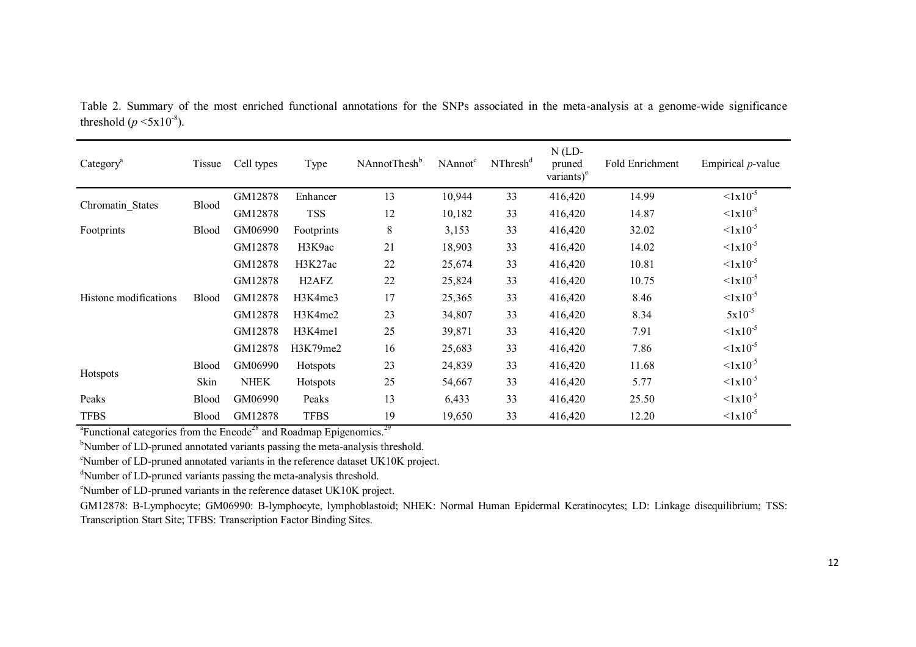Table 2. Summary of the most enriched functional annotations for the SNPs associated in the meta-analysis at a genome-wide significance threshold ($p < 5x10^{-8}$).

| Category[a] | Tissue | Cell types | Type | NAnnotThesh[b] | NAnnot[c] | NThresh[d] | N (LD-pruned variants)[e] | Fold Enrichment | Empirical *p*-value |
|---|---|---|---|---|---|---|---|---|---|
| Chromatin_States | Blood | GM12878 | Enhancer | 13 | 10,944 | 33 | 416,420 | 14.99 | $<1x10^{-5}$ |
| | | GM12878 | TSS | 12 | 10,182 | 33 | 416,420 | 14.87 | $<1x10^{-5}$ |
| Footprints | Blood | GM06990 | Footprints | 8 | 3,153 | 33 | 416,420 | 32.02 | $<1x10^{-5}$ |
| Histone modifications | Blood | GM12878 | H3K9ac | 21 | 18,903 | 33 | 416,420 | 14.02 | $<1x10^{-5}$ |
| | | GM12878 | H3K27ac | 22 | 25,674 | 33 | 416,420 | 10.81 | $<1x10^{-5}$ |
| | | GM12878 | H2AFZ | 22 | 25,824 | 33 | 416,420 | 10.75 | $<1x10^{-5}$ |
| | | GM12878 | H3K4me3 | 17 | 25,365 | 33 | 416,420 | 8.46 | $<1x10^{-5}$ |
| | | GM12878 | H3K4me2 | 23 | 34,807 | 33 | 416,420 | 8.34 | $5x10^{-5}$ |
| | | GM12878 | H3K4me1 | 25 | 39,871 | 33 | 416,420 | 7.91 | $<1x10^{-5}$ |
| | | GM12878 | H3K79me2 | 16 | 25,683 | 33 | 416,420 | 7.86 | $<1x10^{-5}$ |
| Hotspots | Blood | GM06990 | Hotspots | 23 | 24,839 | 33 | 416,420 | 11.68 | $<1x10^{-5}$ |
| | Skin | NHEK | Hotspots | 25 | 54,667 | 33 | 416,420 | 5.77 | $<1x10^{-5}$ |
| Peaks | Blood | GM06990 | Peaks | 13 | 6,433 | 33 | 416,420 | 25.50 | $<1x10^{-5}$ |
| TFBS | Blood | GM12878 | TFBS | 19 | 19,650 | 33 | 416,420 | 12.20 | $<1x10^{-5}$ |

[a]Functional categories from the Encode[28] and Roadmap Epigenomics.[29]

[b]Number of LD-pruned annotated variants passing the meta-analysis threshold.

[c]Number of LD-pruned annotated variants in the reference dataset UK10K project.

[d]Number of LD-pruned variants passing the meta-analysis threshold.

[e]Number of LD-pruned variants in the reference dataset UK10K project.

GM12878: B-Lymphocyte; GM06990: B-lymphocyte, lymphoblastoid; NHEK: Normal Human Epidermal Keratinocytes; LD: Linkage disequilibrium; TSS: Transcription Start Site; TFBS: Transcription Factor Binding Sites.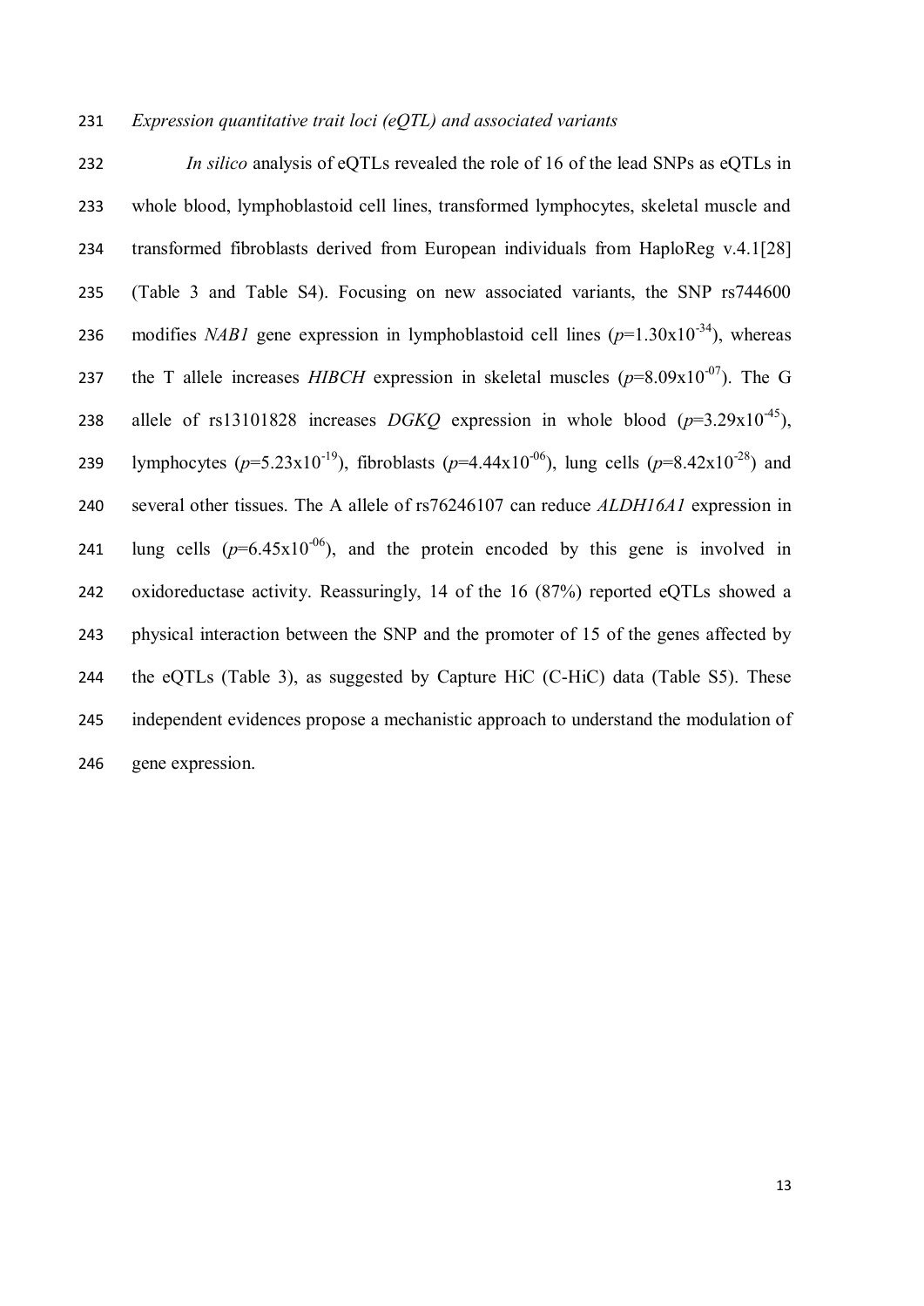*Expression quantitative trait loci (eQTL) and associated variants*

*In silico* analysis of eQTLs revealed the role of 16 of the lead SNPs as eQTLs in whole blood, lymphoblastoid cell lines, transformed lymphocytes, skeletal muscle and transformed fibroblasts derived from European individuals from HaploReg v.4.1[28] (Table 3 and Table S4). Focusing on new associated variants, the SNP rs744600 modifies *NAB1* gene expression in lymphoblastoid cell lines ($p$=1.30x10$^{-34}$), whereas the T allele increases *HIBCH* expression in skeletal muscles ($p$=8.09x10$^{-07}$). The G allele of rs13101828 increases *DGKQ* expression in whole blood ($p$=3.29x10$^{-45}$), lymphocytes ($p$=5.23x10$^{-19}$), fibroblasts ($p$=4.44x10$^{-06}$), lung cells ($p$=8.42x10$^{-28}$) and several other tissues. The A allele of rs76246107 can reduce *ALDH16A1* expression in lung cells ($p$=6.45x10$^{-06}$), and the protein encoded by this gene is involved in oxidoreductase activity. Reassuringly, 14 of the 16 (87%) reported eQTLs showed a physical interaction between the SNP and the promoter of 15 of the genes affected by the eQTLs (Table 3), as suggested by Capture HiC (C-HiC) data (Table S5). These independent evidences propose a mechanistic approach to understand the modulation of gene expression.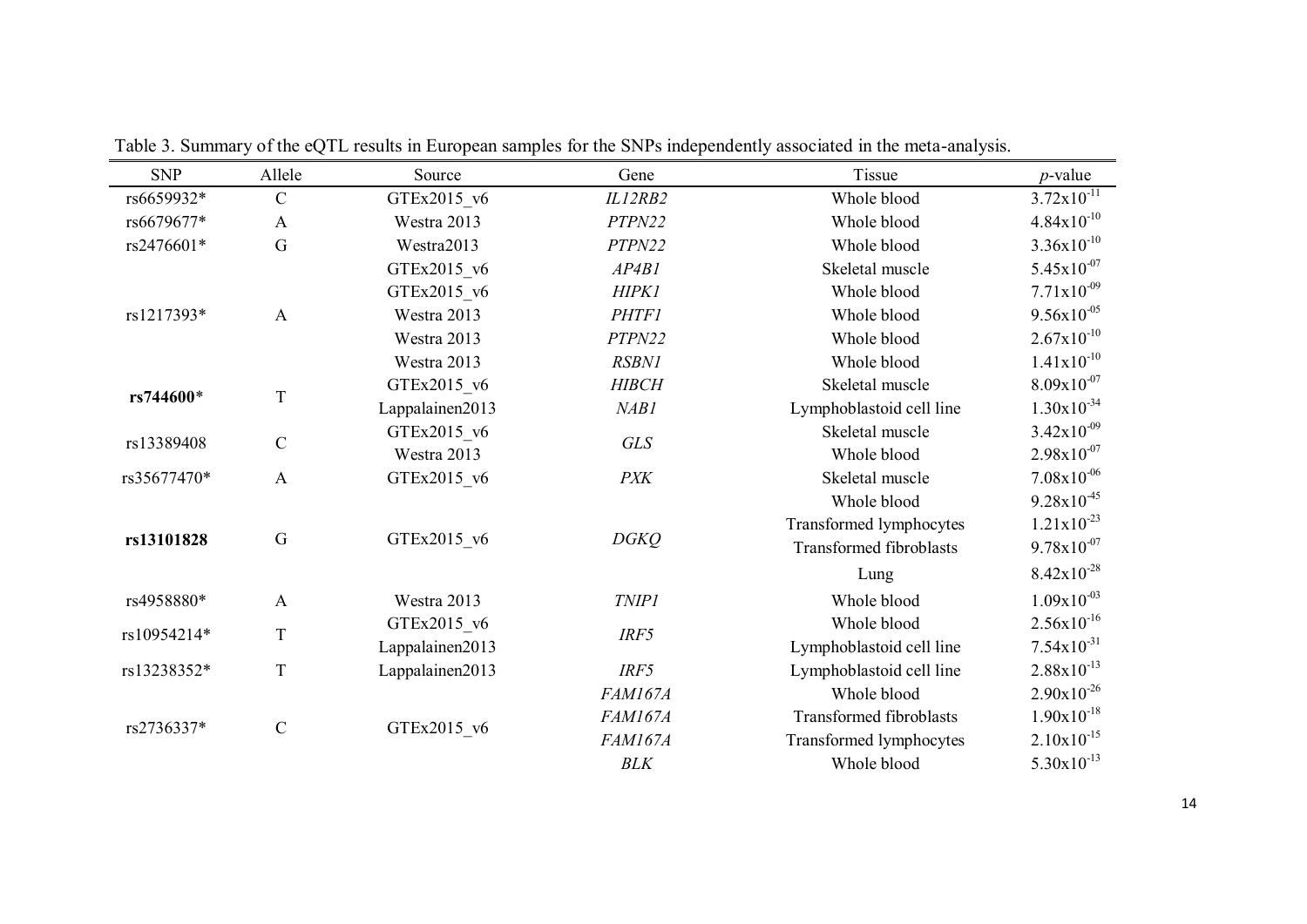Table 3. Summary of the eQTL results in European samples for the SNPs independently associated in the meta-analysis.

| SNP | Allele | Source | Gene | Tissue | *p*-value |
|---|---|---|---|---|---|
| rs6659932* | C | GTEx2015_v6 | *IL12RB2* | Whole blood | $3.72 \times 10^{-11}$ |
| rs6679677* | A | Westra 2013 | *PTPN22* | Whole blood | $4.84 \times 10^{-10}$ |
| rs2476601* | G | Westra2013 | *PTPN22* | Whole blood | $3.36 \times 10^{-10}$ |
| rs1217393* | A | GTEx2015_v6 | *AP4B1* | Skeletal muscle | $5.45 \times 10^{-07}$ |
| | | GTEx2015_v6 | *HIPK1* | Whole blood | $7.71 \times 10^{-09}$ |
| | | Westra 2013 | *PHTF1* | Whole blood | $9.56 \times 10^{-05}$ |
| | | Westra 2013 | *PTPN22* | Whole blood | $2.67 \times 10^{-10}$ |
| | | Westra 2013 | *RSBN1* | Whole blood | $1.41 \times 10^{-10}$ |
| **rs744600*** | T | GTEx2015_v6 | *HIBCH* | Skeletal muscle | $8.09 \times 10^{-07}$ |
| | | Lappalainen2013 | *NAB1* | Lymphoblastoid cell line | $1.30 \times 10^{-34}$ |
| rs13389408 | C | GTEx2015_v6 | *GLS* | Skeletal muscle | $3.42 \times 10^{-09}$ |
| | | Westra 2013 | | Whole blood | $2.98 \times 10^{-07}$ |
| rs35677470* | A | GTEx2015_v6 | *PXK* | Skeletal muscle | $7.08 \times 10^{-06}$ |
| **rs13101828** | G | GTEx2015_v6 | *DGKQ* | Whole blood | $9.28 \times 10^{-45}$ |
| | | | | Transformed lymphocytes | $1.21 \times 10^{-23}$ |
| | | | | Transformed fibroblasts | $9.78 \times 10^{-07}$ |
| | | | | Lung | $8.42 \times 10^{-28}$ |
| rs4958880* | A | Westra 2013 | *TNIP1* | Whole blood | $1.09 \times 10^{-03}$ |
| rs10954214* | T | GTEx2015_v6 | *IRF5* | Whole blood | $2.56 \times 10^{-16}$ |
| | | Lappalainen2013 | | Lymphoblastoid cell line | $7.54 \times 10^{-31}$ |
| rs13238352* | T | Lappalainen2013 | *IRF5* | Lymphoblastoid cell line | $2.88 \times 10^{-13}$ |
| rs2736337* | C | GTEx2015_v6 | *FAM167A* | Whole blood | $2.90 \times 10^{-26}$ |
| | | | *FAM167A* | Transformed fibroblasts | $1.90 \times 10^{-18}$ |
| | | | *FAM167A* | Transformed lymphocytes | $2.10 \times 10^{-15}$ |
| | | | *BLK* | Whole blood | $5.30 \times 10^{-13}$ |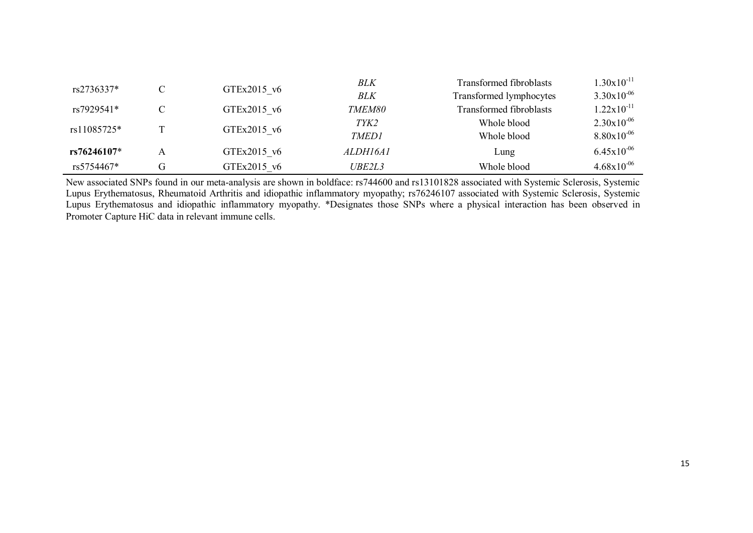| | | | | | |
|---|---|---|---|---|---|
| rs2736337* | C | GTEx2015_v6 | *BLK* | Transformed fibroblasts | $1.30\text{x}10^{-11}$ |
| | | | *BLK* | Transformed lymphocytes | $3.30\text{x}10^{-06}$ |
| rs7929541* | C | GTEx2015_v6 | *TMEM80* | Transformed fibroblasts | $1.22\text{x}10^{-11}$ |
| rs11085725* | T | GTEx2015_v6 | *TYK2* | Whole blood | $2.30\text{x}10^{-06}$ |
| | | | *TMED1* | Whole blood | $8.80\text{x}10^{-06}$ |
| **rs76246107*** | A | GTEx2015_v6 | *ALDH16A1* | Lung | $6.45\text{x}10^{-06}$ |
| rs5754467* | G | GTEx2015_v6 | *UBE2L3* | Whole blood | $4.68\text{x}10^{-06}$ |

New associated SNPs found in our meta-analysis are shown in boldface: rs744600 and rs13101828 associated with Systemic Sclerosis, Systemic Lupus Erythematosus, Rheumatoid Arthritis and idiopathic inflammatory myopathy; rs76246107 associated with Systemic Sclerosis, Systemic Lupus Erythematosus and idiopathic inflammatory myopathy. *Designates those SNPs where a physical interaction has been observed in Promoter Capture HiC data in relevant immune cells.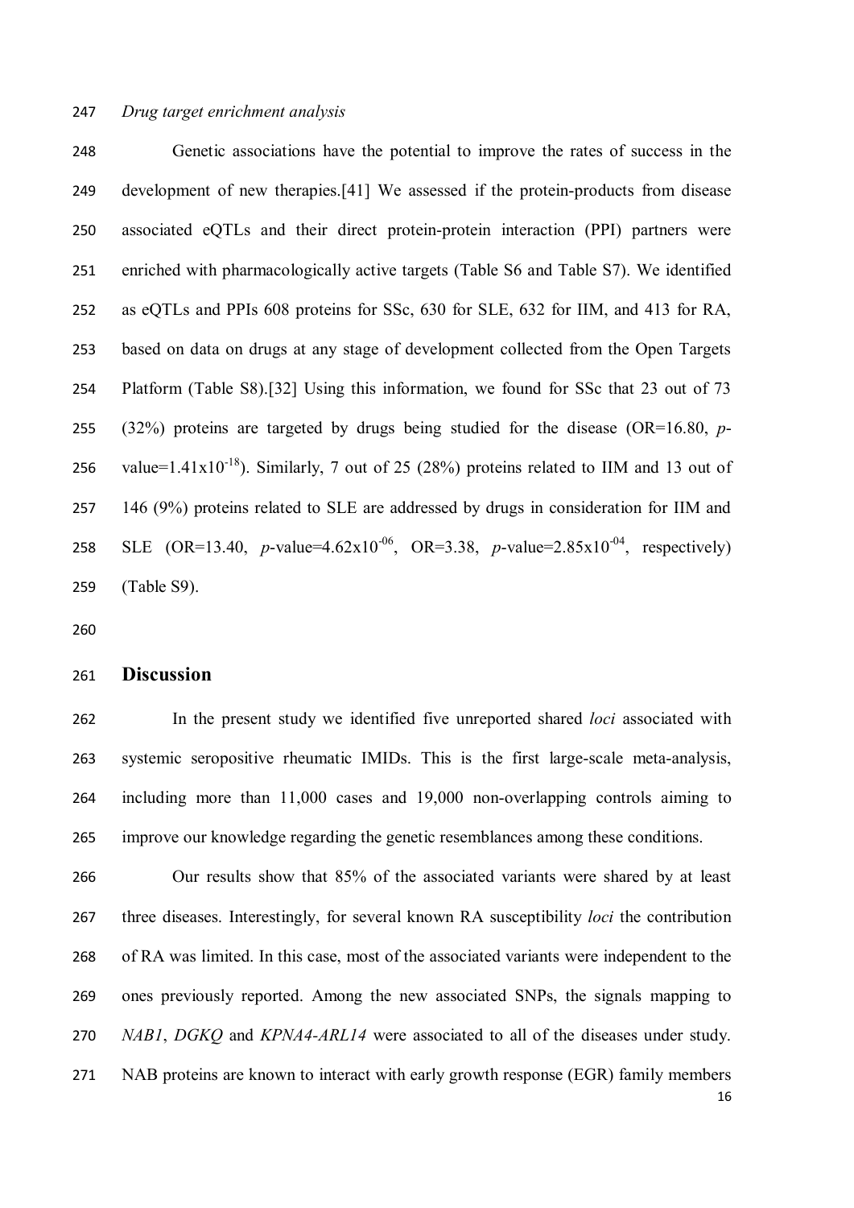*Drug target enrichment analysis*

Genetic associations have the potential to improve the rates of success in the development of new therapies.[41] We assessed if the protein-products from disease associated eQTLs and their direct protein-protein interaction (PPI) partners were enriched with pharmacologically active targets (Table S6 and Table S7). We identified as eQTLs and PPIs 608 proteins for SSc, 630 for SLE, 632 for IIM, and 413 for RA, based on data on drugs at any stage of development collected from the Open Targets Platform (Table S8).[32] Using this information, we found for SSc that 23 out of 73 (32%) proteins are targeted by drugs being studied for the disease (OR=16.80, *p*-value=$1.41 \times 10^{-18}$). Similarly, 7 out of 25 (28%) proteins related to IIM and 13 out of 146 (9%) proteins related to SLE are addressed by drugs in consideration for IIM and SLE (OR=13.40, *p*-value=$4.62 \times 10^{-06}$, OR=3.38, *p*-value=$2.85 \times 10^{-04}$, respectively) (Table S9).

## Discussion

In the present study we identified five unreported shared *loci* associated with systemic seropositive rheumatic IMIDs. This is the first large-scale meta-analysis, including more than 11,000 cases and 19,000 non-overlapping controls aiming to improve our knowledge regarding the genetic resemblances among these conditions.

Our results show that 85% of the associated variants were shared by at least three diseases. Interestingly, for several known RA susceptibility *loci* the contribution of RA was limited. In this case, most of the associated variants were independent to the ones previously reported. Among the new associated SNPs, the signals mapping to *NAB1*, *DGKQ* and *KPNA4-ARL14* were associated to all of the diseases under study. NAB proteins are known to interact with early growth response (EGR) family members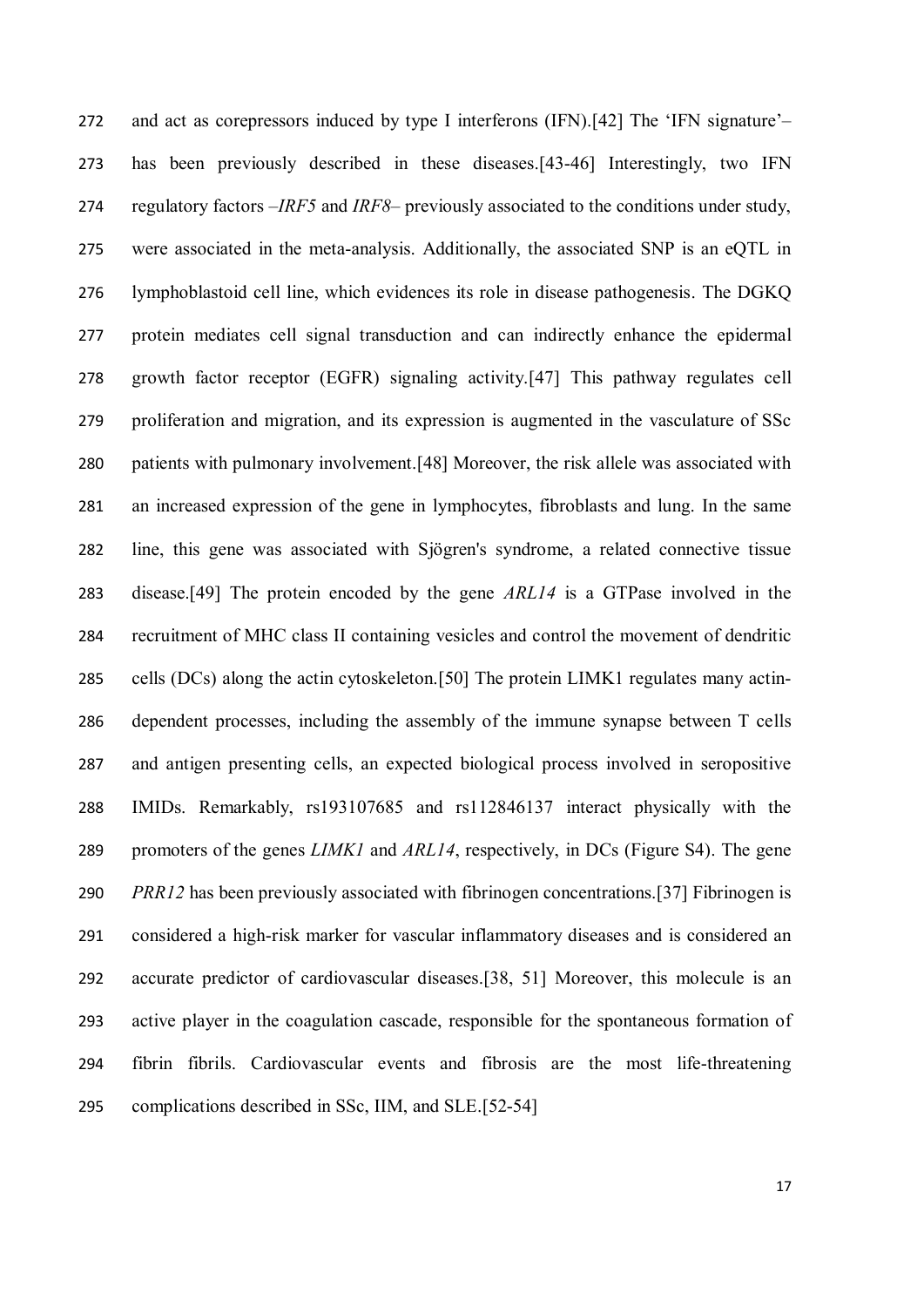and act as corepressors induced by type I interferons (IFN).[42] The 'IFN signature'– has been previously described in these diseases.[43-46] Interestingly, two IFN regulatory factors –*IRF5* and *IRF8*– previously associated to the conditions under study, were associated in the meta-analysis. Additionally, the associated SNP is an eQTL in lymphoblastoid cell line, which evidences its role in disease pathogenesis. The DGKQ protein mediates cell signal transduction and can indirectly enhance the epidermal growth factor receptor (EGFR) signaling activity.[47] This pathway regulates cell proliferation and migration, and its expression is augmented in the vasculature of SSc patients with pulmonary involvement.[48] Moreover, the risk allele was associated with an increased expression of the gene in lymphocytes, fibroblasts and lung. In the same line, this gene was associated with Sjögren's syndrome, a related connective tissue disease.[49] The protein encoded by the gene *ARL14* is a GTPase involved in the recruitment of MHC class II containing vesicles and control the movement of dendritic cells (DCs) along the actin cytoskeleton.[50] The protein LIMK1 regulates many actin-dependent processes, including the assembly of the immune synapse between T cells and antigen presenting cells, an expected biological process involved in seropositive IMIDs. Remarkably, rs193107685 and rs112846137 interact physically with the promoters of the genes *LIMK1* and *ARL14*, respectively, in DCs (Figure S4). The gene *PRR12* has been previously associated with fibrinogen concentrations.[37] Fibrinogen is considered a high-risk marker for vascular inflammatory diseases and is considered an accurate predictor of cardiovascular diseases.[38, 51] Moreover, this molecule is an active player in the coagulation cascade, responsible for the spontaneous formation of fibrin fibrils. Cardiovascular events and fibrosis are the most life-threatening complications described in SSc, IIM, and SLE.[52-54]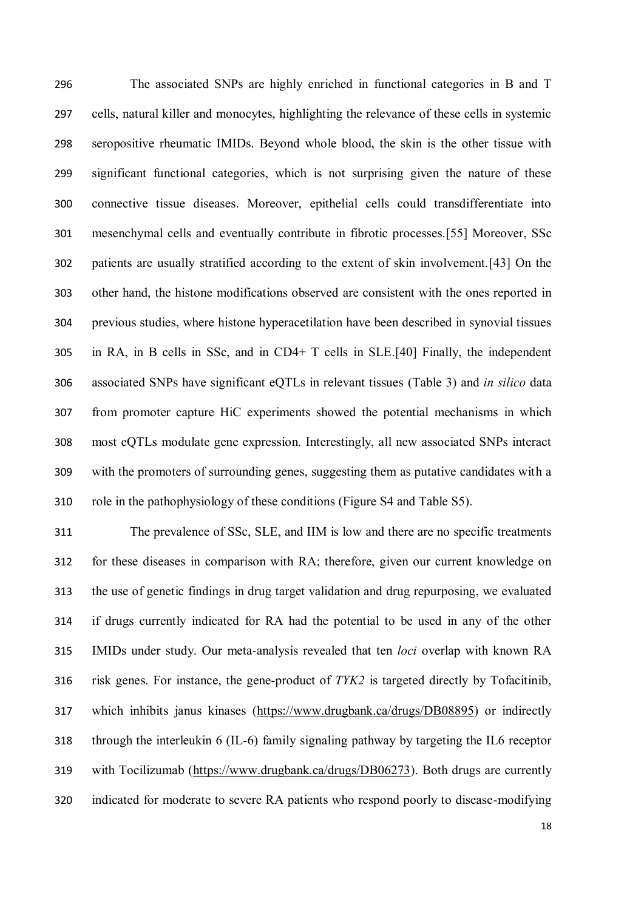The associated SNPs are highly enriched in functional categories in B and T cells, natural killer and monocytes, highlighting the relevance of these cells in systemic seropositive rheumatic IMIDs. Beyond whole blood, the skin is the other tissue with significant functional categories, which is not surprising given the nature of these connective tissue diseases. Moreover, epithelial cells could transdifferentiate into mesenchymal cells and eventually contribute in fibrotic processes.[55] Moreover, SSc patients are usually stratified according to the extent of skin involvement.[43] On the other hand, the histone modifications observed are consistent with the ones reported in previous studies, where histone hyperacetilation have been described in synovial tissues in RA, in B cells in SSc, and in CD4+ T cells in SLE.[40] Finally, the independent associated SNPs have significant eQTLs in relevant tissues (Table 3) and *in silico* data from promoter capture HiC experiments showed the potential mechanisms in which most eQTLs modulate gene expression. Interestingly, all new associated SNPs interact with the promoters of surrounding genes, suggesting them as putative candidates with a role in the pathophysiology of these conditions (Figure S4 and Table S5).

The prevalence of SSc, SLE, and IIM is low and there are no specific treatments for these diseases in comparison with RA; therefore, given our current knowledge on the use of genetic findings in drug target validation and drug repurposing, we evaluated if drugs currently indicated for RA had the potential to be used in any of the other IMIDs under study. Our meta-analysis revealed that ten *loci* overlap with known RA risk genes. For instance, the gene-product of *TYK2* is targeted directly by Tofacitinib, which inhibits janus kinases (https://www.drugbank.ca/drugs/DB08895) or indirectly through the interleukin 6 (IL-6) family signaling pathway by targeting the IL6 receptor with Tocilizumab (https://www.drugbank.ca/drugs/DB06273). Both drugs are currently indicated for moderate to severe RA patients who respond poorly to disease-modifying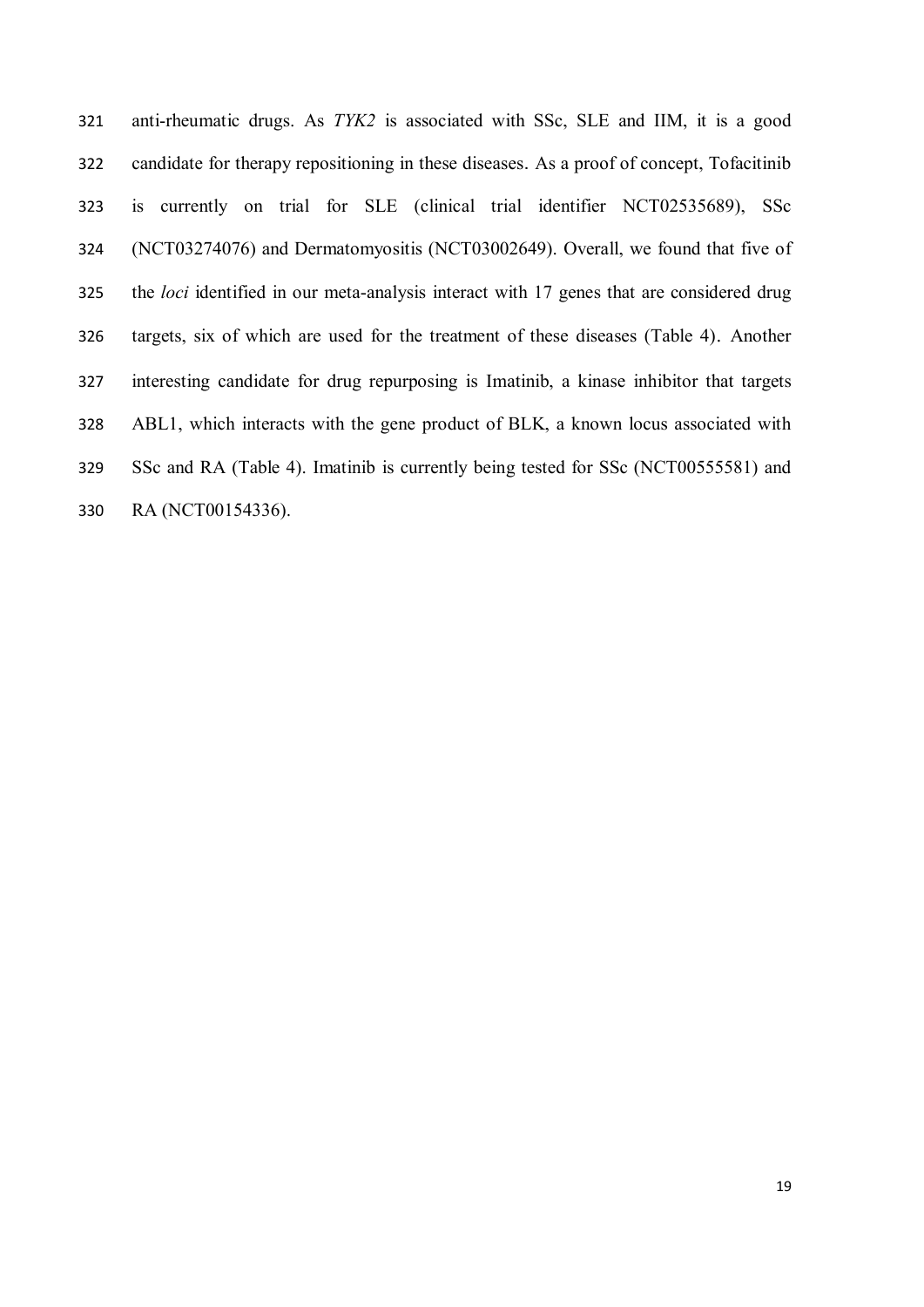anti-rheumatic drugs. As *TYK2* is associated with SSc, SLE and IIM, it is a good candidate for therapy repositioning in these diseases. As a proof of concept, Tofacitinib is currently on trial for SLE (clinical trial identifier NCT02535689), SSc (NCT03274076) and Dermatomyositis (NCT03002649). Overall, we found that five of the *loci* identified in our meta-analysis interact with 17 genes that are considered drug targets, six of which are used for the treatment of these diseases (Table 4). Another interesting candidate for drug repurposing is Imatinib, a kinase inhibitor that targets ABL1, which interacts with the gene product of BLK, a known locus associated with SSc and RA (Table 4). Imatinib is currently being tested for SSc (NCT00555581) and RA (NCT00154336).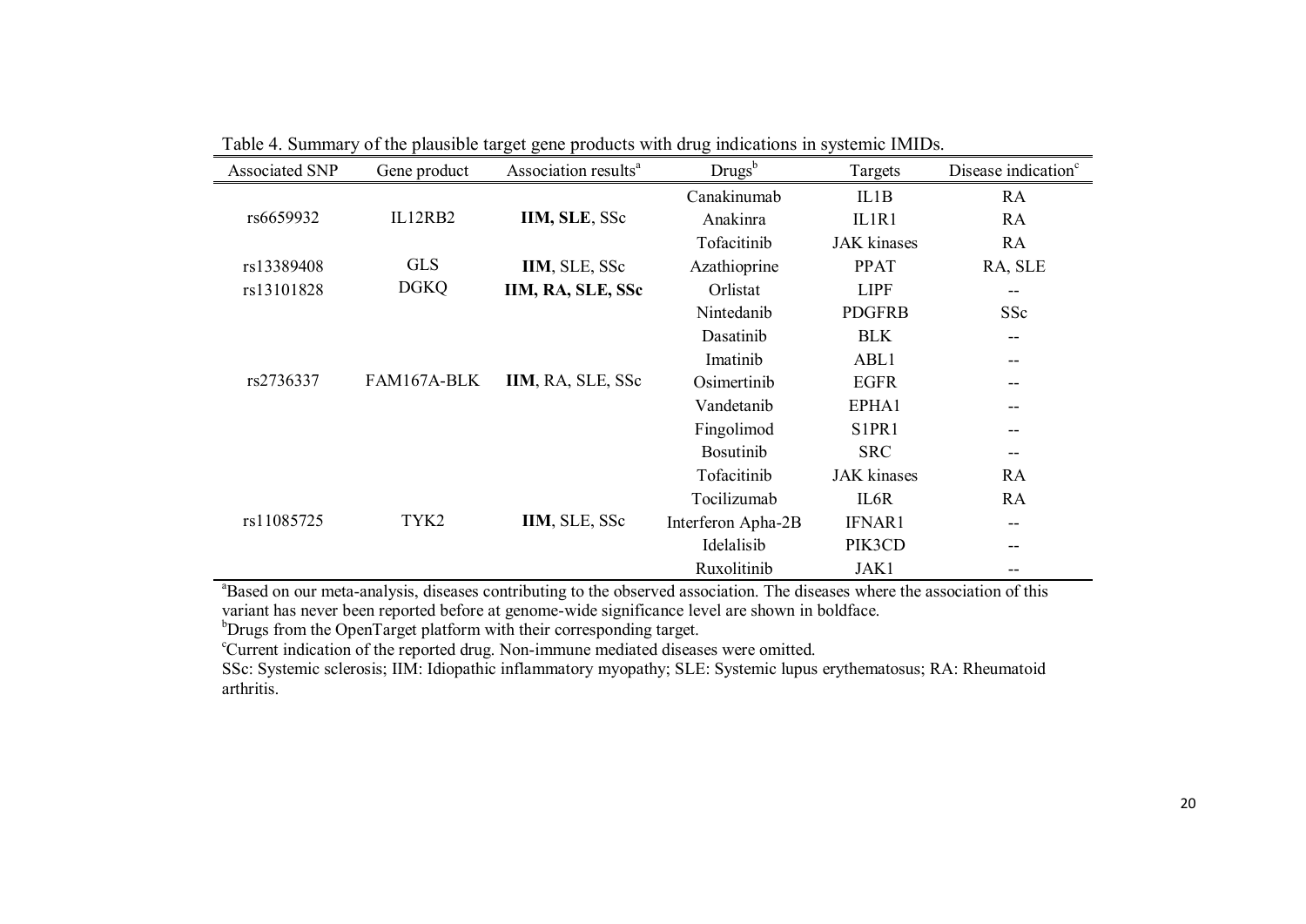Table 4. Summary of the plausible target gene products with drug indications in systemic IMIDs.

| Associated SNP | Gene product | Association results[a] | Drugs[b] | Targets | Disease indication[c] |
|---|---|---|---|---|---|
| rs6659932 | IL12RB2 | **IIM, SLE**, SSc | Canakinumab | IL1B | RA |
| | | | Anakinra | IL1R1 | RA |
| | | | Tofacitinib | JAK kinases | RA |
| rs13389408 | GLS | **IIM**, SLE, SSc | Azathioprine | PPAT | RA, SLE |
| rs13101828 | DGKQ | **IIM, RA, SLE, SSc** | Orlistat | LIPF | -- |
| rs2736337 | FAM167A-BLK | **IIM**, RA, SLE, SSc | Nintedanib | PDGFRB | SSc |
| | | | Dasatinib | BLK | -- |
| | | | Imatinib | ABL1 | -- |
| | | | Osimertinib | EGFR | -- |
| | | | Vandetanib | EPHA1 | -- |
| | | | Fingolimod | S1PR1 | -- |
| | | | Bosutinib | SRC | -- |
| rs11085725 | TYK2 | **IIM**, SLE, SSc | Tofacitinib | JAK kinases | RA |
| | | | Tocilizumab | IL6R | RA |
| | | | Interferon Apha-2B | IFNAR1 | -- |
| | | | Idelalisib | PIK3CD | -- |
| | | | Ruxolitinib | JAK1 | -- |

[a]Based on our meta-analysis, diseases contributing to the observed association. The diseases where the association of this variant has never been reported before at genome-wide significance level are shown in boldface.

[b]Drugs from the OpenTarget platform with their corresponding target.

[c]Current indication of the reported drug. Non-immune mediated diseases were omitted.

SSc: Systemic sclerosis; IIM: Idiopathic inflammatory myopathy; SLE: Systemic lupus erythematosus; RA: Rheumatoid arthritis.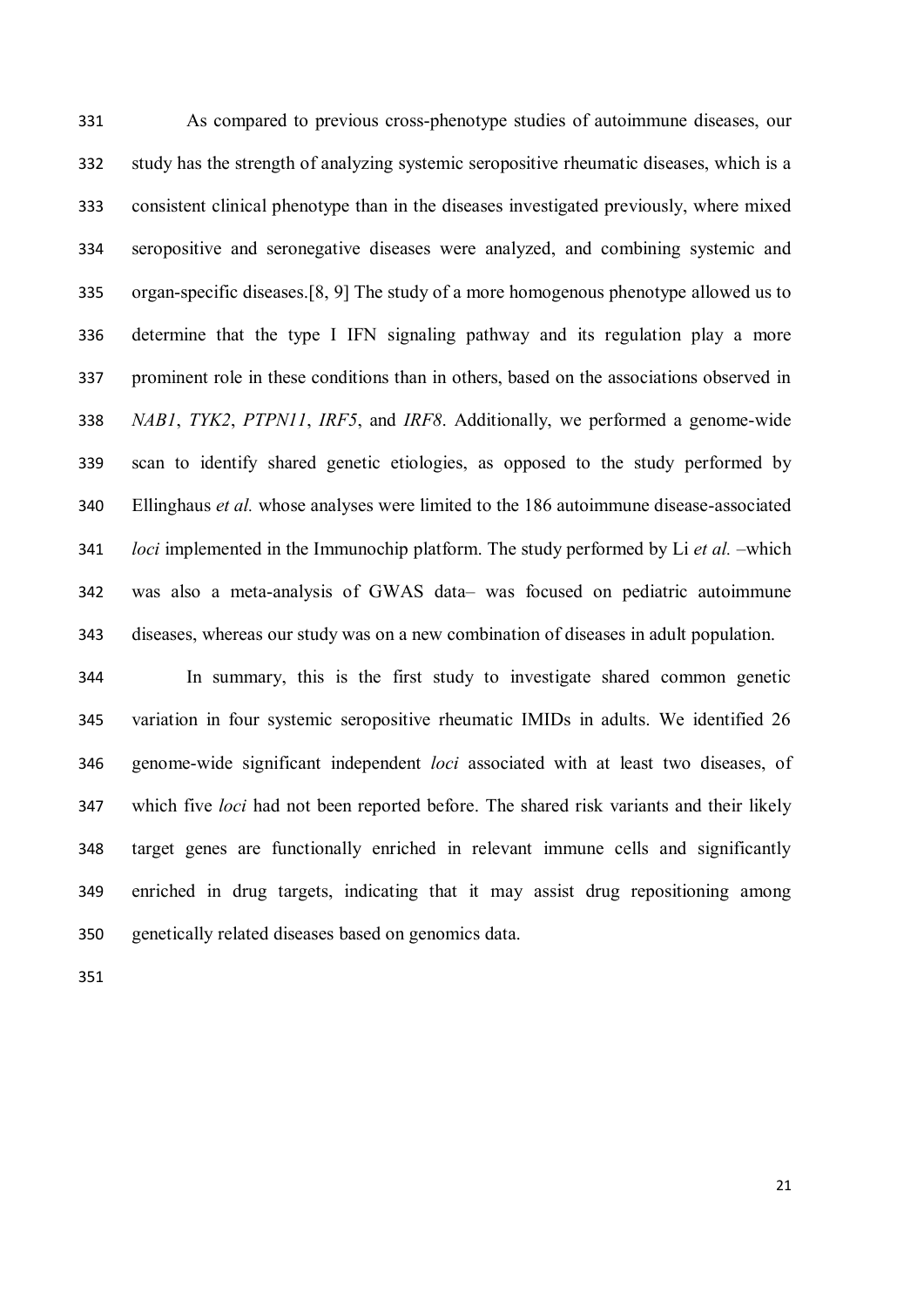As compared to previous cross-phenotype studies of autoimmune diseases, our study has the strength of analyzing systemic seropositive rheumatic diseases, which is a consistent clinical phenotype than in the diseases investigated previously, where mixed seropositive and seronegative diseases were analyzed, and combining systemic and organ-specific diseases.[8, 9] The study of a more homogenous phenotype allowed us to determine that the type I IFN signaling pathway and its regulation play a more prominent role in these conditions than in others, based on the associations observed in *NAB1*, *TYK2*, *PTPN11*, *IRF5*, and *IRF8*. Additionally, we performed a genome-wide scan to identify shared genetic etiologies, as opposed to the study performed by Ellinghaus *et al.* whose analyses were limited to the 186 autoimmune disease-associated *loci* implemented in the Immunochip platform. The study performed by Li *et al.* –which was also a meta-analysis of GWAS data– was focused on pediatric autoimmune diseases, whereas our study was on a new combination of diseases in adult population.

In summary, this is the first study to investigate shared common genetic variation in four systemic seropositive rheumatic IMIDs in adults. We identified 26 genome-wide significant independent *loci* associated with at least two diseases, of which five *loci* had not been reported before. The shared risk variants and their likely target genes are functionally enriched in relevant immune cells and significantly enriched in drug targets, indicating that it may assist drug repositioning among genetically related diseases based on genomics data.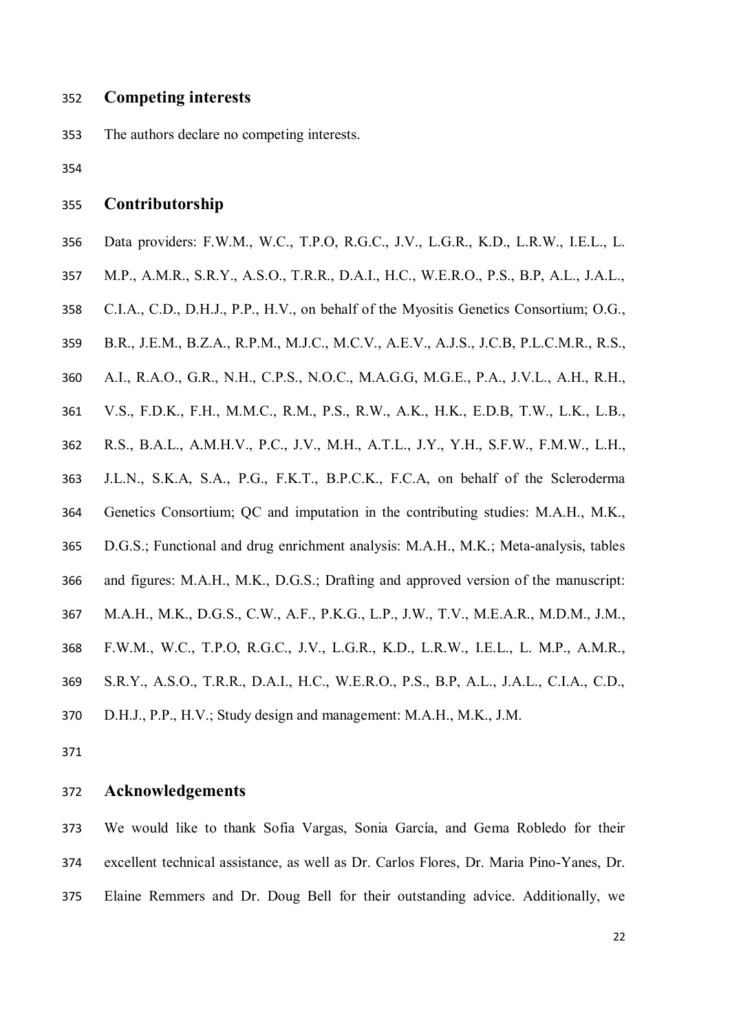## Competing interests

The authors declare no competing interests.

## Contributorship

Data providers: F.W.M., W.C., T.P.O, R.G.C., J.V., L.G.R., K.D., L.R.W., I.E.L., L. M.P., A.M.R., S.R.Y., A.S.O., T.R.R., D.A.I., H.C., W.E.R.O., P.S., B.P, A.L., J.A.L., C.I.A., C.D., D.H.J., P.P., H.V., on behalf of the Myositis Genetics Consortium; O.G., B.R., J.E.M., B.Z.A., R.P.M., M.J.C., M.C.V., A.E.V., A.J.S., J.C.B, P.L.C.M.R., R.S., A.I., R.A.O., G.R., N.H., C.P.S., N.O.C., M.A.G.G, M.G.E., P.A., J.V.L., A.H., R.H., V.S., F.D.K., F.H., M.M.C., R.M., P.S., R.W., A.K., H.K., E.D.B, T.W., L.K., L.B., R.S., B.A.L., A.M.H.V., P.C., J.V., M.H., A.T.L., J.Y., Y.H., S.F.W., F.M.W., L.H., J.L.N., S.K.A, S.A., P.G., F.K.T., B.P.C.K., F.C.A, on behalf of the Scleroderma Genetics Consortium; QC and imputation in the contributing studies: M.A.H., M.K., D.G.S.; Functional and drug enrichment analysis: M.A.H., M.K.; Meta-analysis, tables and figures: M.A.H., M.K., D.G.S.; Drafting and approved version of the manuscript: M.A.H., M.K., D.G.S., C.W., A.F., P.K.G., L.P., J.W., T.V., M.E.A.R., M.D.M., J.M., F.W.M., W.C., T.P.O, R.G.C., J.V., L.G.R., K.D., L.R.W., I.E.L., L. M.P., A.M.R., S.R.Y., A.S.O., T.R.R., D.A.I., H.C., W.E.R.O., P.S., B.P, A.L., J.A.L., C.I.A., C.D., D.H.J., P.P., H.V.; Study design and management: M.A.H., M.K., J.M.

## Acknowledgements

We would like to thank Sofia Vargas, Sonia García, and Gema Robledo for their excellent technical assistance, as well as Dr. Carlos Flores, Dr. Maria Pino-Yanes, Dr. Elaine Remmers and Dr. Doug Bell for their outstanding advice. Additionally, we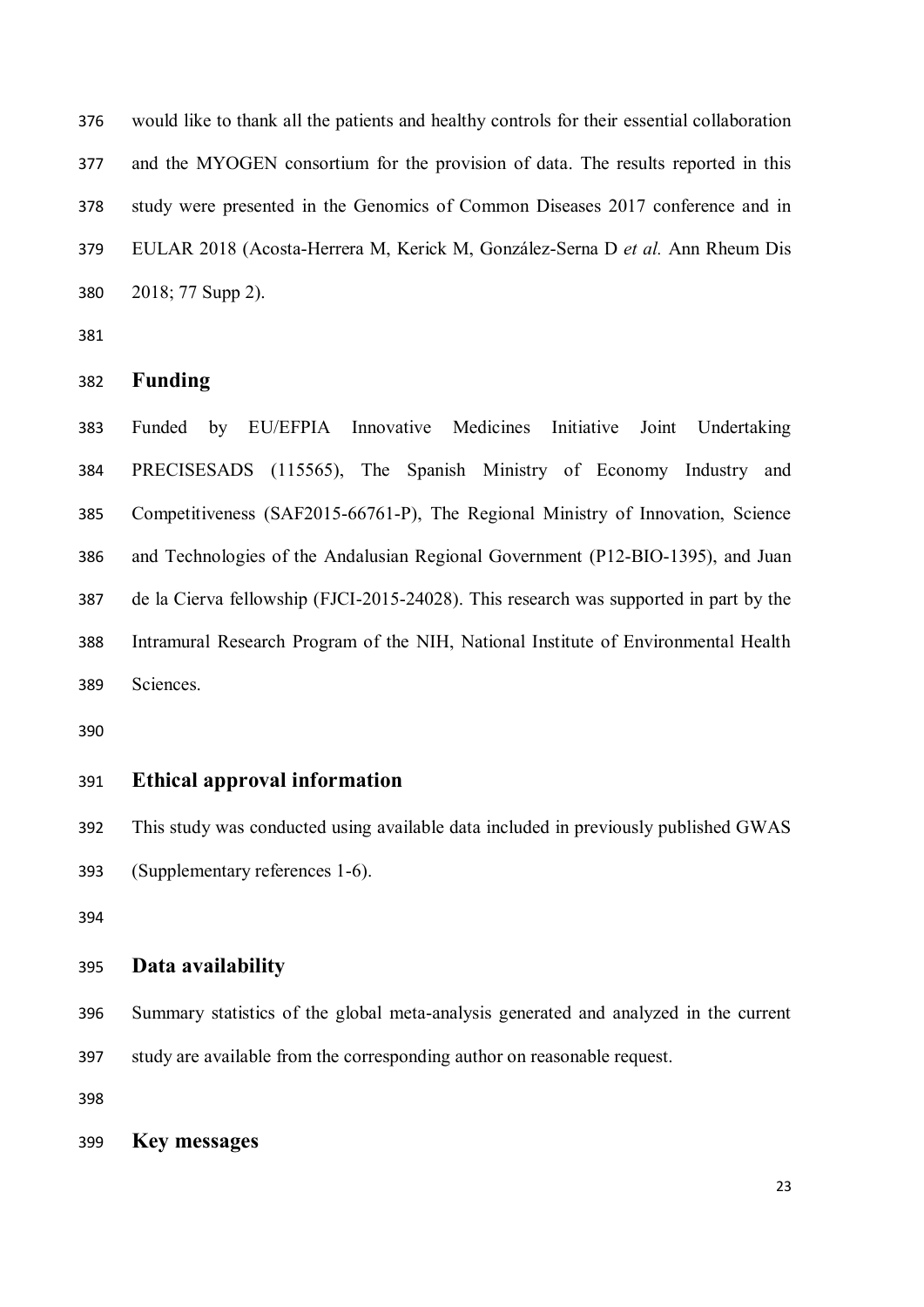would like to thank all the patients and healthy controls for their essential collaboration and the MYOGEN consortium for the provision of data. The results reported in this study were presented in the Genomics of Common Diseases 2017 conference and in EULAR 2018 (Acosta-Herrera M, Kerick M, González-Serna D *et al.* Ann Rheum Dis 2018; 77 Supp 2).

## Funding

Funded by EU/EFPIA Innovative Medicines Initiative Joint Undertaking PRECISESADS (115565), The Spanish Ministry of Economy Industry and Competitiveness (SAF2015-66761-P), The Regional Ministry of Innovation, Science and Technologies of the Andalusian Regional Government (P12-BIO-1395), and Juan de la Cierva fellowship (FJCI-2015-24028). This research was supported in part by the Intramural Research Program of the NIH, National Institute of Environmental Health Sciences.

## Ethical approval information

This study was conducted using available data included in previously published GWAS (Supplementary references 1-6).

## Data availability

Summary statistics of the global meta-analysis generated and analyzed in the current study are available from the corresponding author on reasonable request.

## Key messages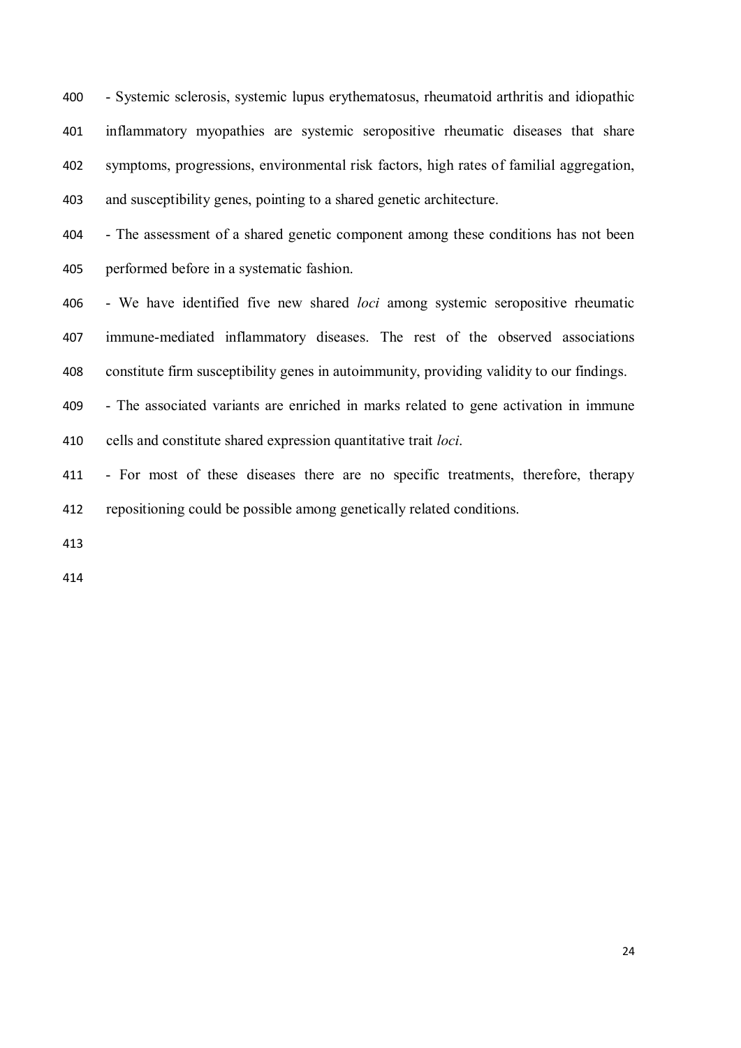- Systemic sclerosis, systemic lupus erythematosus, rheumatoid arthritis and idiopathic inflammatory myopathies are systemic seropositive rheumatic diseases that share symptoms, progressions, environmental risk factors, high rates of familial aggregation, and susceptibility genes, pointing to a shared genetic architecture.
- The assessment of a shared genetic component among these conditions has not been performed before in a systematic fashion.
- We have identified five new shared *loci* among systemic seropositive rheumatic immune-mediated inflammatory diseases. The rest of the observed associations constitute firm susceptibility genes in autoimmunity, providing validity to our findings.
- The associated variants are enriched in marks related to gene activation in immune cells and constitute shared expression quantitative trait *loci*.
- For most of these diseases there are no specific treatments, therefore, therapy repositioning could be possible among genetically related conditions.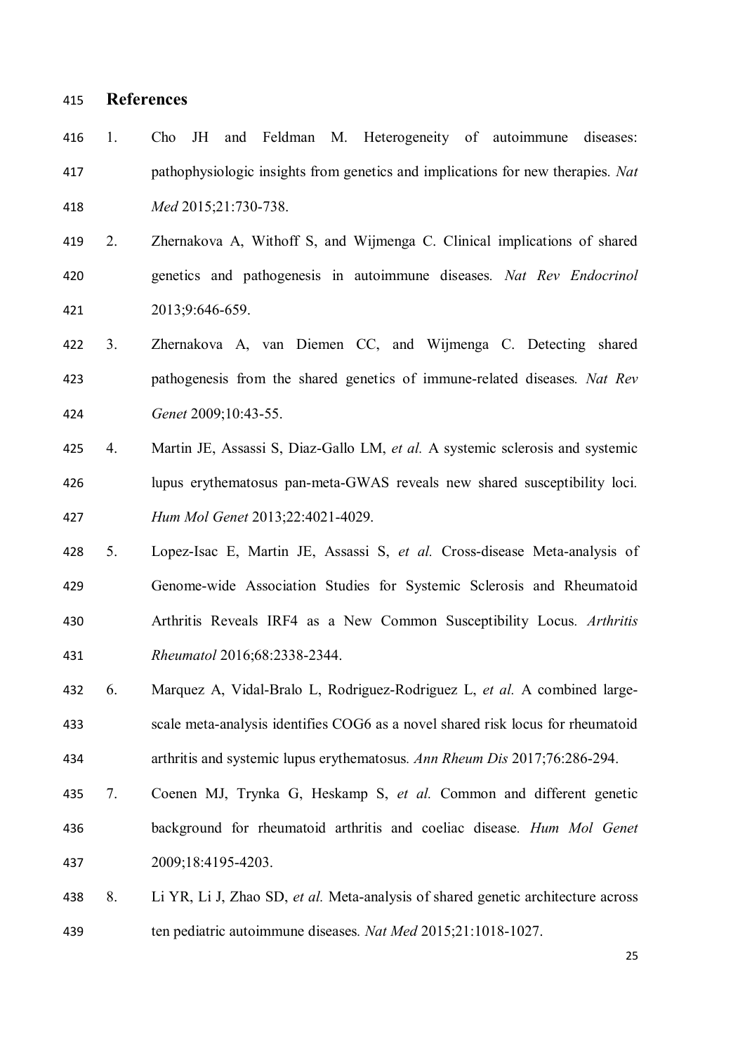## References

1. Cho JH and Feldman M. Heterogeneity of autoimmune diseases: pathophysiologic insights from genetics and implications for new therapies. *Nat Med* 2015;21:730-738.
2. Zhernakova A, Withoff S, and Wijmenga C. Clinical implications of shared genetics and pathogenesis in autoimmune diseases. *Nat Rev Endocrinol* 2013;9:646-659.
3. Zhernakova A, van Diemen CC, and Wijmenga C. Detecting shared pathogenesis from the shared genetics of immune-related diseases. *Nat Rev Genet* 2009;10:43-55.
4. Martin JE, Assassi S, Diaz-Gallo LM, *et al.* A systemic sclerosis and systemic lupus erythematosus pan-meta-GWAS reveals new shared susceptibility loci. *Hum Mol Genet* 2013;22:4021-4029.
5. Lopez-Isac E, Martin JE, Assassi S, *et al.* Cross-disease Meta-analysis of Genome-wide Association Studies for Systemic Sclerosis and Rheumatoid Arthritis Reveals IRF4 as a New Common Susceptibility Locus. *Arthritis Rheumatol* 2016;68:2338-2344.
6. Marquez A, Vidal-Bralo L, Rodriguez-Rodriguez L, *et al.* A combined large-scale meta-analysis identifies COG6 as a novel shared risk locus for rheumatoid arthritis and systemic lupus erythematosus. *Ann Rheum Dis* 2017;76:286-294.
7. Coenen MJ, Trynka G, Heskamp S, *et al.* Common and different genetic background for rheumatoid arthritis and coeliac disease. *Hum Mol Genet* 2009;18:4195-4203.
8. Li YR, Li J, Zhao SD, *et al.* Meta-analysis of shared genetic architecture across ten pediatric autoimmune diseases. *Nat Med* 2015;21:1018-1027.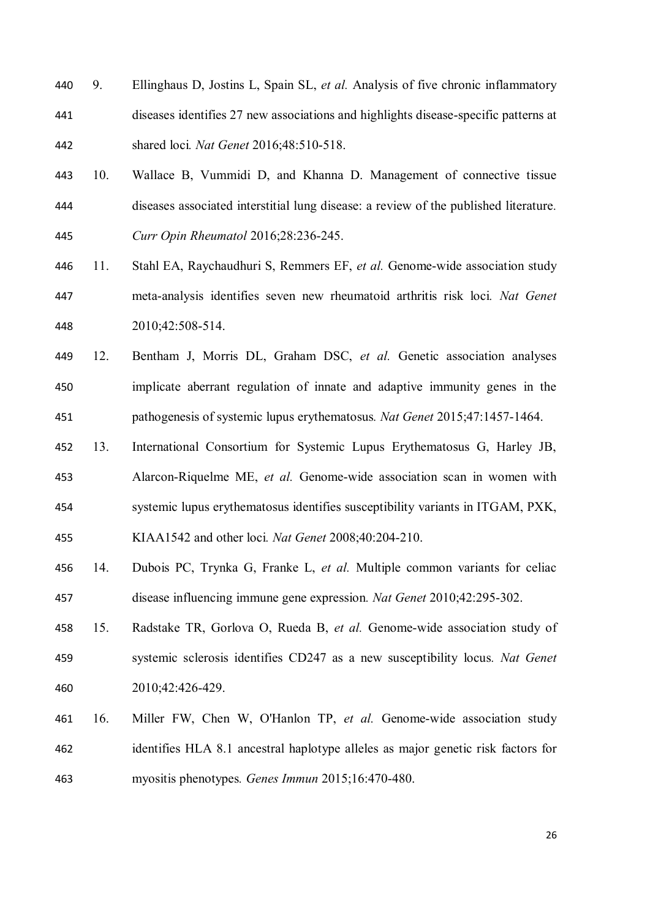9. Ellinghaus D, Jostins L, Spain SL, *et al.* Analysis of five chronic inflammatory diseases identifies 27 new associations and highlights disease-specific patterns at shared loci. *Nat Genet* 2016;48:510-518.
10. Wallace B, Vummidi D, and Khanna D. Management of connective tissue diseases associated interstitial lung disease: a review of the published literature. *Curr Opin Rheumatol* 2016;28:236-245.
11. Stahl EA, Raychaudhuri S, Remmers EF, *et al.* Genome-wide association study meta-analysis identifies seven new rheumatoid arthritis risk loci. *Nat Genet* 2010;42:508-514.
12. Bentham J, Morris DL, Graham DSC, *et al.* Genetic association analyses implicate aberrant regulation of innate and adaptive immunity genes in the pathogenesis of systemic lupus erythematosus. *Nat Genet* 2015;47:1457-1464.
13. International Consortium for Systemic Lupus Erythematosus G, Harley JB, Alarcon-Riquelme ME, *et al.* Genome-wide association scan in women with systemic lupus erythematosus identifies susceptibility variants in ITGAM, PXK, KIAA1542 and other loci. *Nat Genet* 2008;40:204-210.
14. Dubois PC, Trynka G, Franke L, *et al.* Multiple common variants for celiac disease influencing immune gene expression. *Nat Genet* 2010;42:295-302.
15. Radstake TR, Gorlova O, Rueda B, *et al.* Genome-wide association study of systemic sclerosis identifies CD247 as a new susceptibility locus. *Nat Genet* 2010;42:426-429.
16. Miller FW, Chen W, O'Hanlon TP, *et al.* Genome-wide association study identifies HLA 8.1 ancestral haplotype alleles as major genetic risk factors for myositis phenotypes. *Genes Immun* 2015;16:470-480.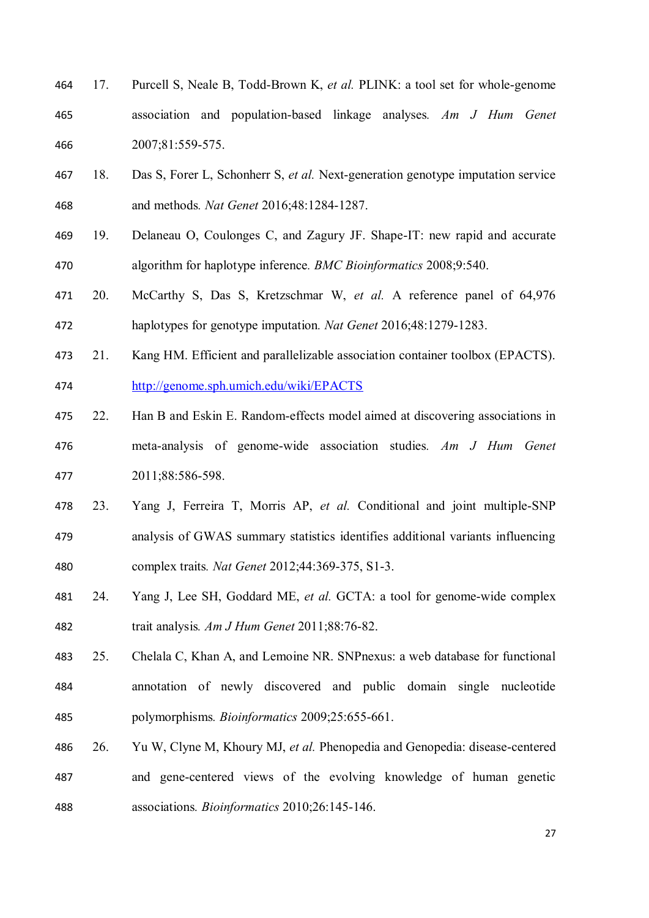17. Purcell S, Neale B, Todd-Brown K, *et al.* PLINK: a tool set for whole-genome association and population-based linkage analyses. *Am J Hum Genet* 2007;81:559-575.

18. Das S, Forer L, Schonherr S, *et al.* Next-generation genotype imputation service and methods. *Nat Genet* 2016;48:1284-1287.

19. Delaneau O, Coulonges C, and Zagury JF. Shape-IT: new rapid and accurate algorithm for haplotype inference. *BMC Bioinformatics* 2008;9:540.

20. McCarthy S, Das S, Kretzschmar W, *et al.* A reference panel of 64,976 haplotypes for genotype imputation. *Nat Genet* 2016;48:1279-1283.

21. Kang HM. Efficient and parallelizable association container toolbox (EPACTS). http://genome.sph.umich.edu/wiki/EPACTS

22. Han B and Eskin E. Random-effects model aimed at discovering associations in meta-analysis of genome-wide association studies. *Am J Hum Genet* 2011;88:586-598.

23. Yang J, Ferreira T, Morris AP, *et al.* Conditional and joint multiple-SNP analysis of GWAS summary statistics identifies additional variants influencing complex traits. *Nat Genet* 2012;44:369-375, S1-3.

24. Yang J, Lee SH, Goddard ME, *et al.* GCTA: a tool for genome-wide complex trait analysis. *Am J Hum Genet* 2011;88:76-82.

25. Chelala C, Khan A, and Lemoine NR. SNPnexus: a web database for functional annotation of newly discovered and public domain single nucleotide polymorphisms. *Bioinformatics* 2009;25:655-661.

26. Yu W, Clyne M, Khoury MJ, *et al.* Phenopedia and Genopedia: disease-centered and gene-centered views of the evolving knowledge of human genetic associations. *Bioinformatics* 2010;26:145-146.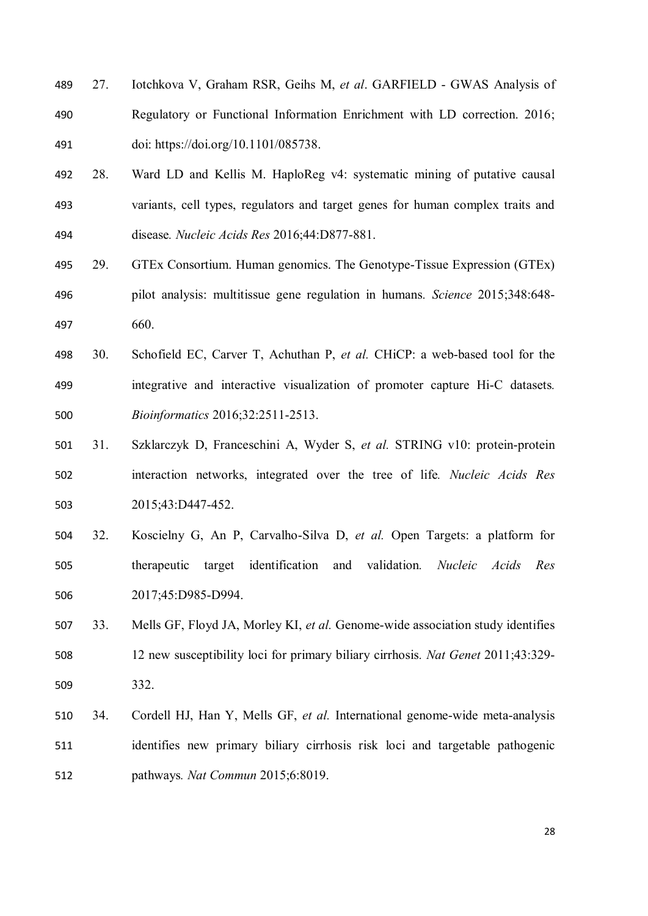27. Iotchkova V, Graham RSR, Geihs M, *et al*. GARFIELD - GWAS Analysis of Regulatory or Functional Information Enrichment with LD correction. 2016; doi: https://doi.org/10.1101/085738.

28. Ward LD and Kellis M. HaploReg v4: systematic mining of putative causal variants, cell types, regulators and target genes for human complex traits and disease. *Nucleic Acids Res* 2016;44:D877-881.

29. GTEx Consortium. Human genomics. The Genotype-Tissue Expression (GTEx) pilot analysis: multitissue gene regulation in humans. *Science* 2015;348:648-660.

30. Schofield EC, Carver T, Achuthan P, *et al.* CHiCP: a web-based tool for the integrative and interactive visualization of promoter capture Hi-C datasets. *Bioinformatics* 2016;32:2511-2513.

31. Szklarczyk D, Franceschini A, Wyder S, *et al.* STRING v10: protein-protein interaction networks, integrated over the tree of life. *Nucleic Acids Res* 2015;43:D447-452.

32. Koscielny G, An P, Carvalho-Silva D, *et al.* Open Targets: a platform for therapeutic target identification and validation. *Nucleic Acids Res* 2017;45:D985-D994.

33. Mells GF, Floyd JA, Morley KI, *et al.* Genome-wide association study identifies 12 new susceptibility loci for primary biliary cirrhosis. *Nat Genet* 2011;43:329-332.

34. Cordell HJ, Han Y, Mells GF, *et al.* International genome-wide meta-analysis identifies new primary biliary cirrhosis risk loci and targetable pathogenic pathways. *Nat Commun* 2015;6:8019.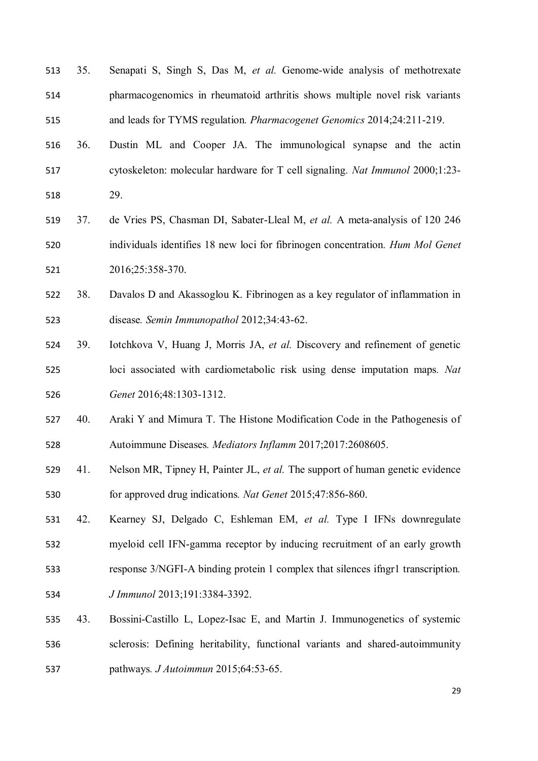35. Senapati S, Singh S, Das M, *et al.* Genome-wide analysis of methotrexate pharmacogenomics in rheumatoid arthritis shows multiple novel risk variants and leads for TYMS regulation. *Pharmacogenet Genomics* 2014;24:211-219.
36. Dustin ML and Cooper JA. The immunological synapse and the actin cytoskeleton: molecular hardware for T cell signaling. *Nat Immunol* 2000;1:23-29.
37. de Vries PS, Chasman DI, Sabater-Lleal M, *et al.* A meta-analysis of 120 246 individuals identifies 18 new loci for fibrinogen concentration. *Hum Mol Genet* 2016;25:358-370.
38. Davalos D and Akassoglou K. Fibrinogen as a key regulator of inflammation in disease. *Semin Immunopathol* 2012;34:43-62.
39. Iotchkova V, Huang J, Morris JA, *et al.* Discovery and refinement of genetic loci associated with cardiometabolic risk using dense imputation maps. *Nat Genet* 2016;48:1303-1312.
40. Araki Y and Mimura T. The Histone Modification Code in the Pathogenesis of Autoimmune Diseases. *Mediators Inflamm* 2017;2017:2608605.
41. Nelson MR, Tipney H, Painter JL, *et al.* The support of human genetic evidence for approved drug indications. *Nat Genet* 2015;47:856-860.
42. Kearney SJ, Delgado C, Eshleman EM, *et al.* Type I IFNs downregulate myeloid cell IFN-gamma receptor by inducing recruitment of an early growth response 3/NGFI-A binding protein 1 complex that silences ifngr1 transcription. *J Immunol* 2013;191:3384-3392.
43. Bossini-Castillo L, Lopez-Isac E, and Martin J. Immunogenetics of systemic sclerosis: Defining heritability, functional variants and shared-autoimmunity pathways. *J Autoimmun* 2015;64:53-65.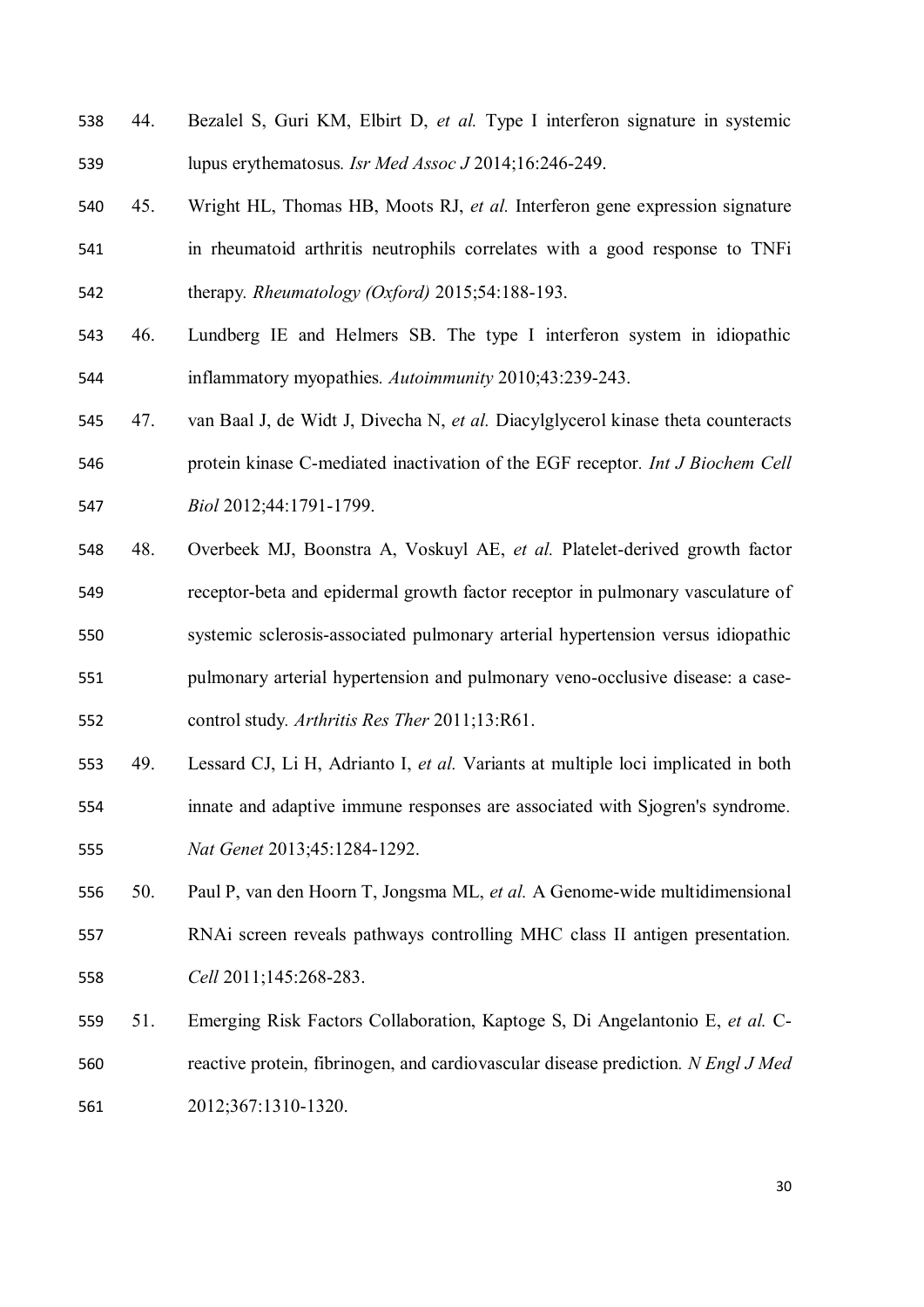44. Bezalel S, Guri KM, Elbirt D, *et al.* Type I interferon signature in systemic lupus erythematosus. *Isr Med Assoc J* 2014;16:246-249.

45. Wright HL, Thomas HB, Moots RJ, *et al.* Interferon gene expression signature in rheumatoid arthritis neutrophils correlates with a good response to TNFi therapy. *Rheumatology (Oxford)* 2015;54:188-193.

46. Lundberg IE and Helmers SB. The type I interferon system in idiopathic inflammatory myopathies. *Autoimmunity* 2010;43:239-243.

47. van Baal J, de Widt J, Divecha N, *et al.* Diacylglycerol kinase theta counteracts protein kinase C-mediated inactivation of the EGF receptor. *Int J Biochem Cell Biol* 2012;44:1791-1799.

48. Overbeek MJ, Boonstra A, Voskuyl AE, *et al.* Platelet-derived growth factor receptor-beta and epidermal growth factor receptor in pulmonary vasculature of systemic sclerosis-associated pulmonary arterial hypertension versus idiopathic pulmonary arterial hypertension and pulmonary veno-occlusive disease: a case-control study. *Arthritis Res Ther* 2011;13:R61.

49. Lessard CJ, Li H, Adrianto I, *et al.* Variants at multiple loci implicated in both innate and adaptive immune responses are associated with Sjogren's syndrome. *Nat Genet* 2013;45:1284-1292.

50. Paul P, van den Hoorn T, Jongsma ML, *et al.* A Genome-wide multidimensional RNAi screen reveals pathways controlling MHC class II antigen presentation. *Cell* 2011;145:268-283.

51. Emerging Risk Factors Collaboration, Kaptoge S, Di Angelantonio E, *et al.* C-reactive protein, fibrinogen, and cardiovascular disease prediction. *N Engl J Med* 2012;367:1310-1320.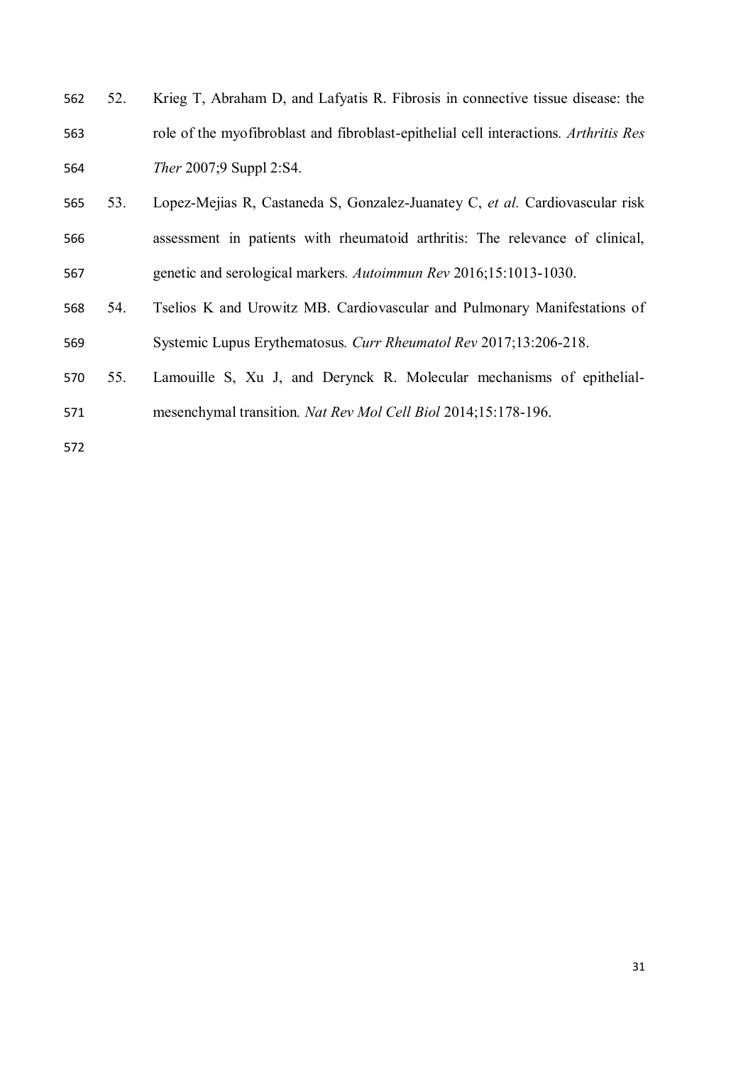52. Krieg T, Abraham D, and Lafyatis R. Fibrosis in connective tissue disease: the role of the myofibroblast and fibroblast-epithelial cell interactions. *Arthritis Res Ther* 2007;9 Suppl 2:S4.
53. Lopez-Mejias R, Castaneda S, Gonzalez-Juanatey C, *et al.* Cardiovascular risk assessment in patients with rheumatoid arthritis: The relevance of clinical, genetic and serological markers. *Autoimmun Rev* 2016;15:1013-1030.
54. Tselios K and Urowitz MB. Cardiovascular and Pulmonary Manifestations of Systemic Lupus Erythematosus. *Curr Rheumatol Rev* 2017;13:206-218.
55. Lamouille S, Xu J, and Derynck R. Molecular mechanisms of epithelial-mesenchymal transition. *Nat Rev Mol Cell Biol* 2014;15:178-196.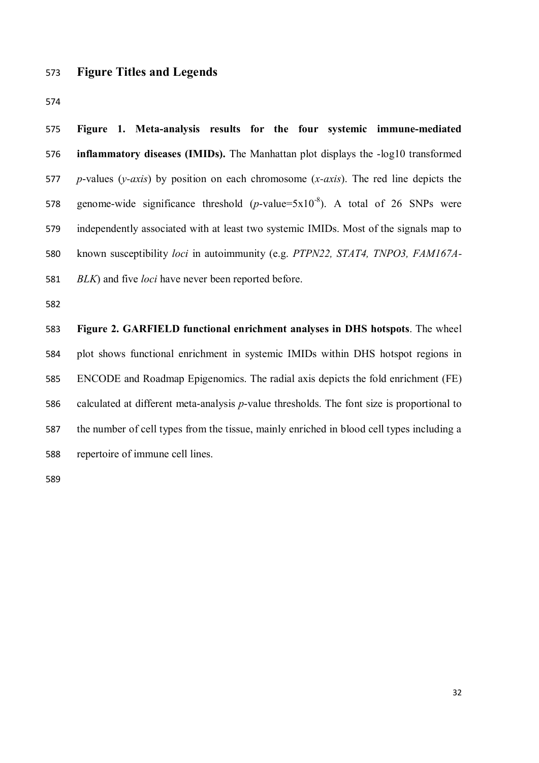# Figure Titles and Legends

**Figure 1. Meta-analysis results for the four systemic immune-mediated inflammatory diseases (IMIDs).** The Manhattan plot displays the -log10 transformed *p*-values (*y-axis*) by position on each chromosome (*x-axis*). The red line depicts the genome-wide significance threshold (*p*-value=$5x10^{-8}$). A total of 26 SNPs were independently associated with at least two systemic IMIDs. Most of the signals map to known susceptibility *loci* in autoimmunity (e.g. *PTPN22, STAT4, TNPO3, FAM167A-BLK*) and five *loci* have never been reported before.

**Figure 2. GARFIELD functional enrichment analyses in DHS hotspots**. The wheel plot shows functional enrichment in systemic IMIDs within DHS hotspot regions in ENCODE and Roadmap Epigenomics. The radial axis depicts the fold enrichment (FE) calculated at different meta-analysis *p*-value thresholds. The font size is proportional to the number of cell types from the tissue, mainly enriched in blood cell types including a repertoire of immune cell lines.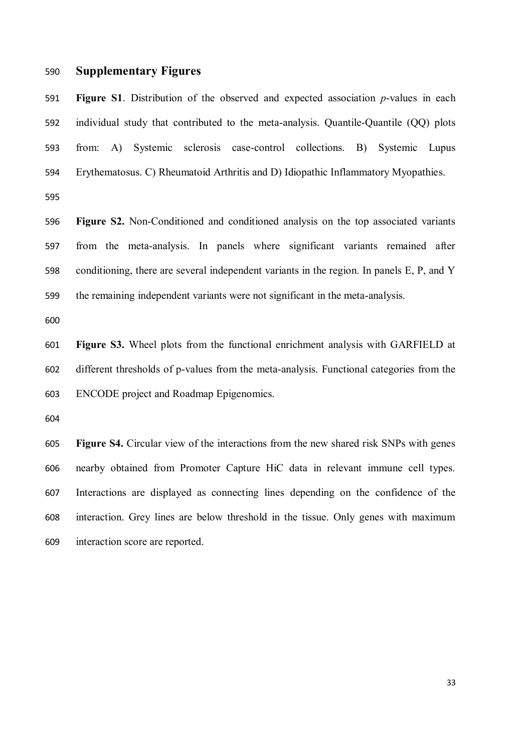## Supplementary Figures

**Figure S1**. Distribution of the observed and expected association *p*-values in each individual study that contributed to the meta-analysis. Quantile-Quantile (QQ) plots from: A) Systemic sclerosis case-control collections. B) Systemic Lupus Erythematosus. C) Rheumatoid Arthritis and D) Idiopathic Inflammatory Myopathies.

**Figure S2.** Non-Conditioned and conditioned analysis on the top associated variants from the meta-analysis. In panels where significant variants remained after conditioning, there are several independent variants in the region. In panels E, P, and Y the remaining independent variants were not significant in the meta-analysis.

**Figure S3.** Wheel plots from the functional enrichment analysis with GARFIELD at different thresholds of p-values from the meta-analysis. Functional categories from the ENCODE project and Roadmap Epigenomics.

**Figure S4.** Circular view of the interactions from the new shared risk SNPs with genes nearby obtained from Promoter Capture HiC data in relevant immune cell types. Interactions are displayed as connecting lines depending on the confidence of the interaction. Grey lines are below threshold in the tissue. Only genes with maximum interaction score are reported.